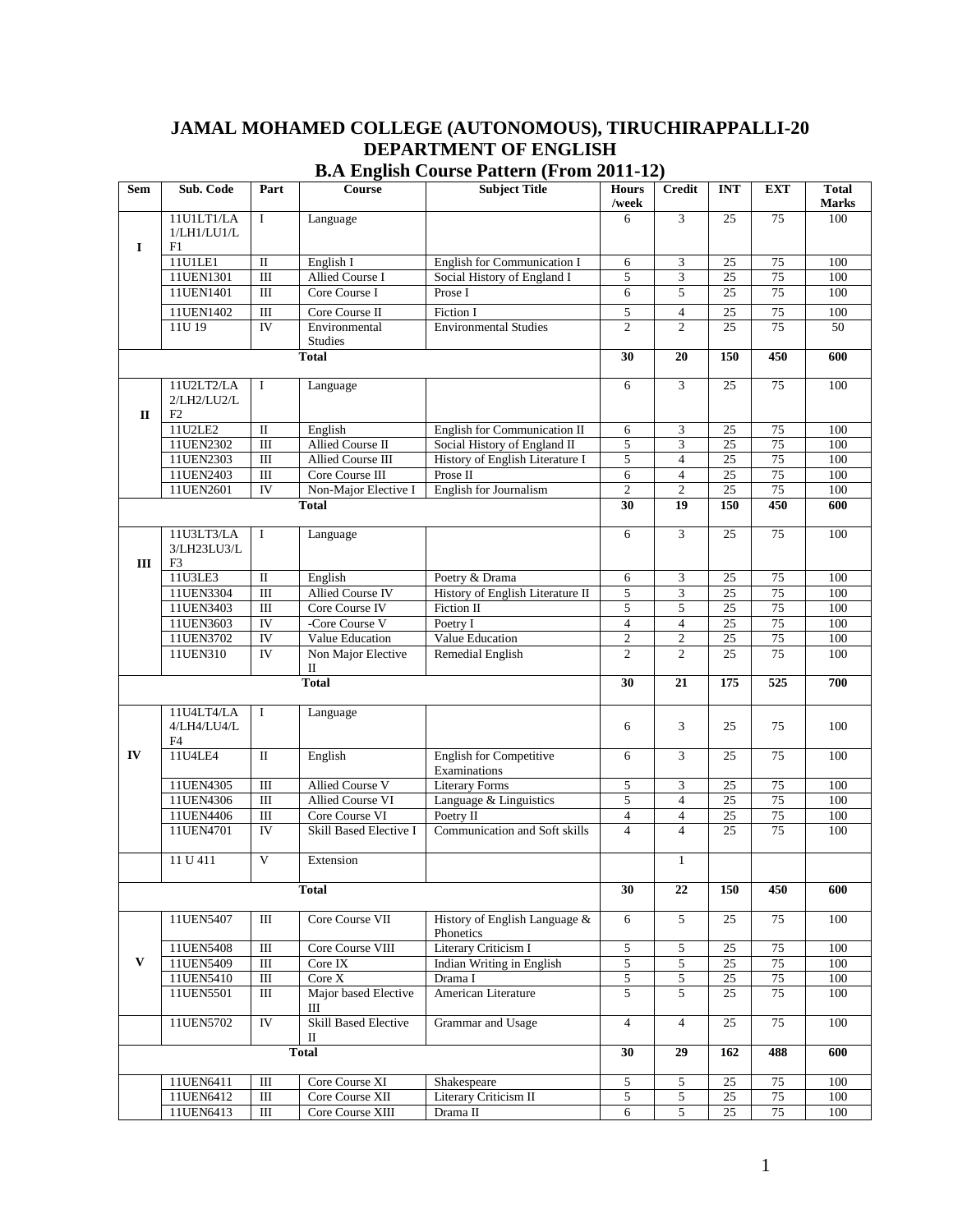# JAMAL MOHAMED COLLEGE (AUTONOMOUS), TIRUCHIRAPPALLI-20
## DEPARTMENT OF ENGLISH
### B.A English Course Pattern (From 2011-12)

| Sem | Sub. Code | Part | Course | Subject Title | Hours /week | Credit | INT | EXT | Total Marks |
|---|---|---|---|---|---|---|---|---|---|
| I | 11U1LT1/LA 1/LH1/LU1/L F1 | I | Language | | 6 | 3 | 25 | 75 | 100 |
| | 11U1LE1 | II | English I | English for Communication I | 6 | 3 | 25 | 75 | 100 |
| | 11UEN1301 | III | Allied Course I | Social History of England I | 5 | 3 | 25 | 75 | 100 |
| | 11UEN1401 | III | Core Course I | Prose I | 6 | 5 | 25 | 75 | 100 |
| | 11UEN1402 | III | Core Course II | Fiction I | 5 | 4 | 25 | 75 | 100 |
| | 11U 19 | IV | Environmental Studies | Environmental Studies | 2 | 2 | 25 | 75 | 50 |
| | | | **Total** | | **30** | **20** | **150** | **450** | **600** |
| II | 11U2LT2/LA 2/LH2/LU2/L F2 | I | Language | | 6 | 3 | 25 | 75 | 100 |
| | 11U2LE2 | II | English | English for Communication II | 6 | 3 | 25 | 75 | 100 |
| | 11UEN2302 | III | Allied Course II | Social History of England II | 5 | 3 | 25 | 75 | 100 |
| | 11UEN2303 | III | Allied Course III | History of English Literature I | 5 | 4 | 25 | 75 | 100 |
| | 11UEN2403 | III | Core Course III | Prose II | 6 | 4 | 25 | 75 | 100 |
| | 11UEN2601 | IV | Non-Major Elective I | English for Journalism | 2 | 2 | 25 | 75 | 100 |
| | | | **Total** | | **30** | **19** | **150** | **450** | **600** |
| III | 11U3LT3/LA 3/LH23LU3/L F3 | I | Language | | 6 | 3 | 25 | 75 | 100 |
| | 11U3LE3 | II | English | Poetry & Drama | 6 | 3 | 25 | 75 | 100 |
| | 11UEN3304 | III | Allied Course IV | History of English Literature II | 5 | 3 | 25 | 75 | 100 |
| | 11UEN3403 | III | Core Course IV | Fiction II | 5 | 5 | 25 | 75 | 100 |
| | 11UEN3603 | IV | -Core Course V | Poetry I | 4 | 4 | 25 | 75 | 100 |
| | 11UEN3702 | IV | Value Education | Value Education | 2 | 2 | 25 | 75 | 100 |
| | 11UEN310 | IV | Non Major Elective II | Remedial English | 2 | 2 | 25 | 75 | 100 |
| | | | **Total** | | **30** | **21** | **175** | **525** | **700** |
| IV | 11U4LT4/LA 4/LH4/LU4/L F4 | I | Language | | 6 | 3 | 25 | 75 | 100 |
| | 11U4LE4 | II | English | English for Competitive Examinations | 6 | 3 | 25 | 75 | 100 |
| | 11UEN4305 | III | Allied Course V | Literary Forms | 5 | 3 | 25 | 75 | 100 |
| | 11UEN4306 | III | Allied Course VI | Language & Linguistics | 5 | 4 | 25 | 75 | 100 |
| | 11UEN4406 | III | Core Course VI | Poetry II | 4 | 4 | 25 | 75 | 100 |
| | 11UEN4701 | IV | Skill Based Elective I | Communication and Soft skills | 4 | 4 | 25 | 75 | 100 |
| | 11 U 411 | V | Extension | | | 1 | | | |
| | | | **Total** | | **30** | **22** | **150** | **450** | **600** |
| V | 11UEN5407 | III | Core Course VII | History of English Language & Phonetics | 6 | 5 | 25 | 75 | 100 |
| | 11UEN5408 | III | Core Course VIII | Literary Criticism I | 5 | 5 | 25 | 75 | 100 |
| | 11UEN5409 | III | Core IX | Indian Writing in English | 5 | 5 | 25 | 75 | 100 |
| | 11UEN5410 | III | Core X | Drama I | 5 | 5 | 25 | 75 | 100 |
| | 11UEN5501 | III | Major based Elective III | American Literature | 5 | 5 | 25 | 75 | 100 |
| | 11UEN5702 | IV | Skill Based Elective II | Grammar and Usage | 4 | 4 | 25 | 75 | 100 |
| | | | **Total** | | **30** | **29** | **162** | **488** | **600** |
| | 11UEN6411 | III | Core Course XI | Shakespeare | 5 | 5 | 25 | 75 | 100 |
| | 11UEN6412 | III | Core Course XII | Literary Criticism II | 5 | 5 | 25 | 75 | 100 |
| | 11UEN6413 | III | Core Course XIII | Drama II | 6 | 5 | 25 | 75 | 100 |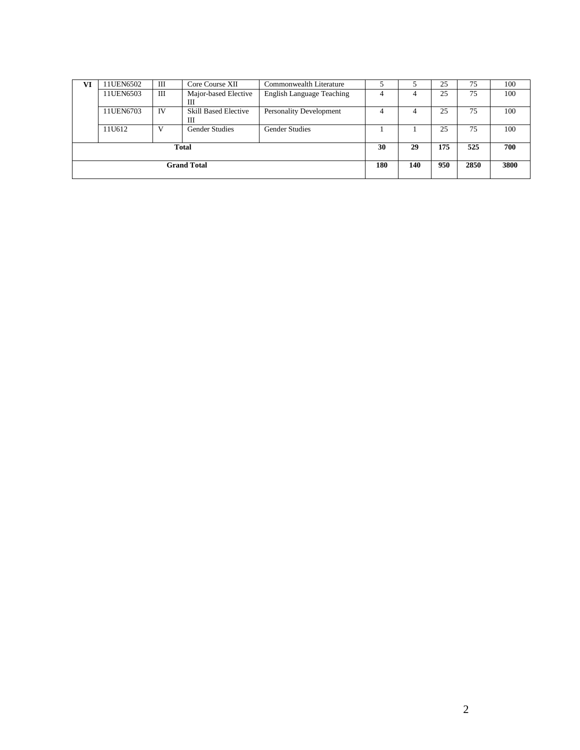| VI | 11UEN6502 | III | Core Course XII | Commonwealth Literature | 5 | 5 | 25 | 75 | 100 |
|---|---|---|---|---|---|---|---|---|---|
| | 11UEN6503 | III | Major-based Elective III | English Language Teaching | 4 | 4 | 25 | 75 | 100 |
| | 11UEN6703 | IV | Skill Based Elective III | Personality Development | 4 | 4 | 25 | 75 | 100 |
| | 11U612 | V | Gender Studies | Gender Studies | 1 | 1 | 25 | 75 | 100 |
| **Total** | | | | | **30** | **29** | **175** | **525** | **700** |
| **Grand Total** | | | | | **180** | **140** | **950** | **2850** | **3800** |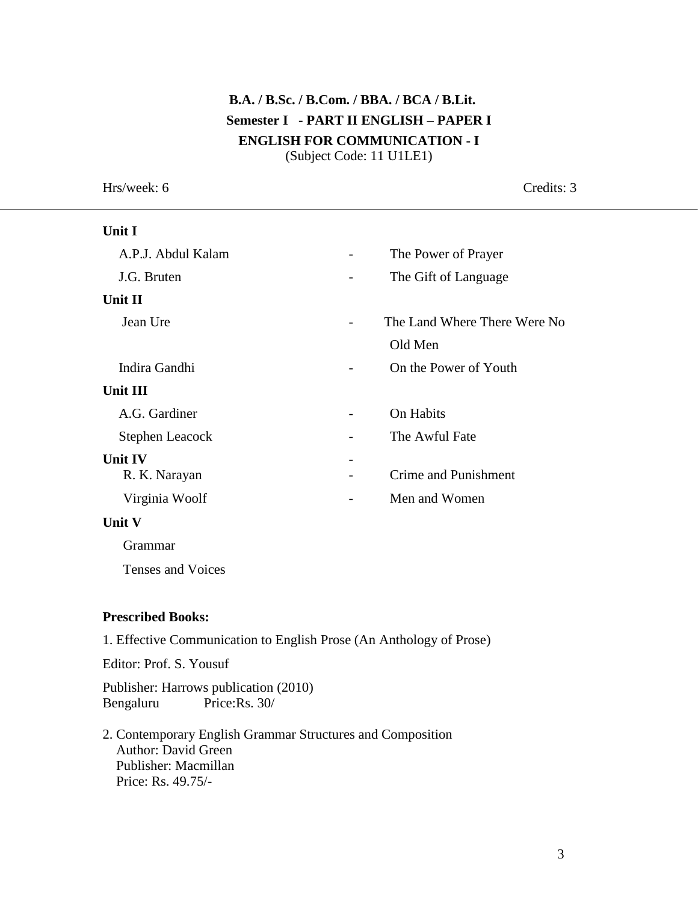## B.A. / B.Sc. / B.Com. / BBA. / BCA / B.Lit.

## Semester I - PART II ENGLISH – PAPER I

## ENGLISH FOR COMMUNICATION - I

(Subject Code: 11 U1LE1)

Hrs/week: 6 Credits: 3

---

**Unit I**

| | | |
|---|---|---|
| A.P.J. Abdul Kalam | - | The Power of Prayer |
| J.G. Bruten | - | The Gift of Language |

**Unit II**

| | | |
|---|---|---|
| Jean Ure | - | The Land Where There Were No Old Men |
| Indira Gandhi | - | On the Power of Youth |

**Unit III**

| | | |
|---|---|---|
| A.G. Gardiner | - | On Habits |
| Stephen Leacock | - | The Awful Fate |

**Unit IV** -

| | | |
|---|---|---|
| R. K. Narayan | - | Crime and Punishment |
| Virginia Woolf | - | Men and Women |

**Unit V**

Grammar

Tenses and Voices

**Prescribed Books:**

1. Effective Communication to English Prose (An Anthology of Prose)

Editor: Prof. S. Yousuf

Publisher: Harrows publication (2010)
Bengaluru Price:Rs. 30/

2. Contemporary English Grammar Structures and Composition
   Author: David Green
   Publisher: Macmillan
   Price: Rs. 49.75/-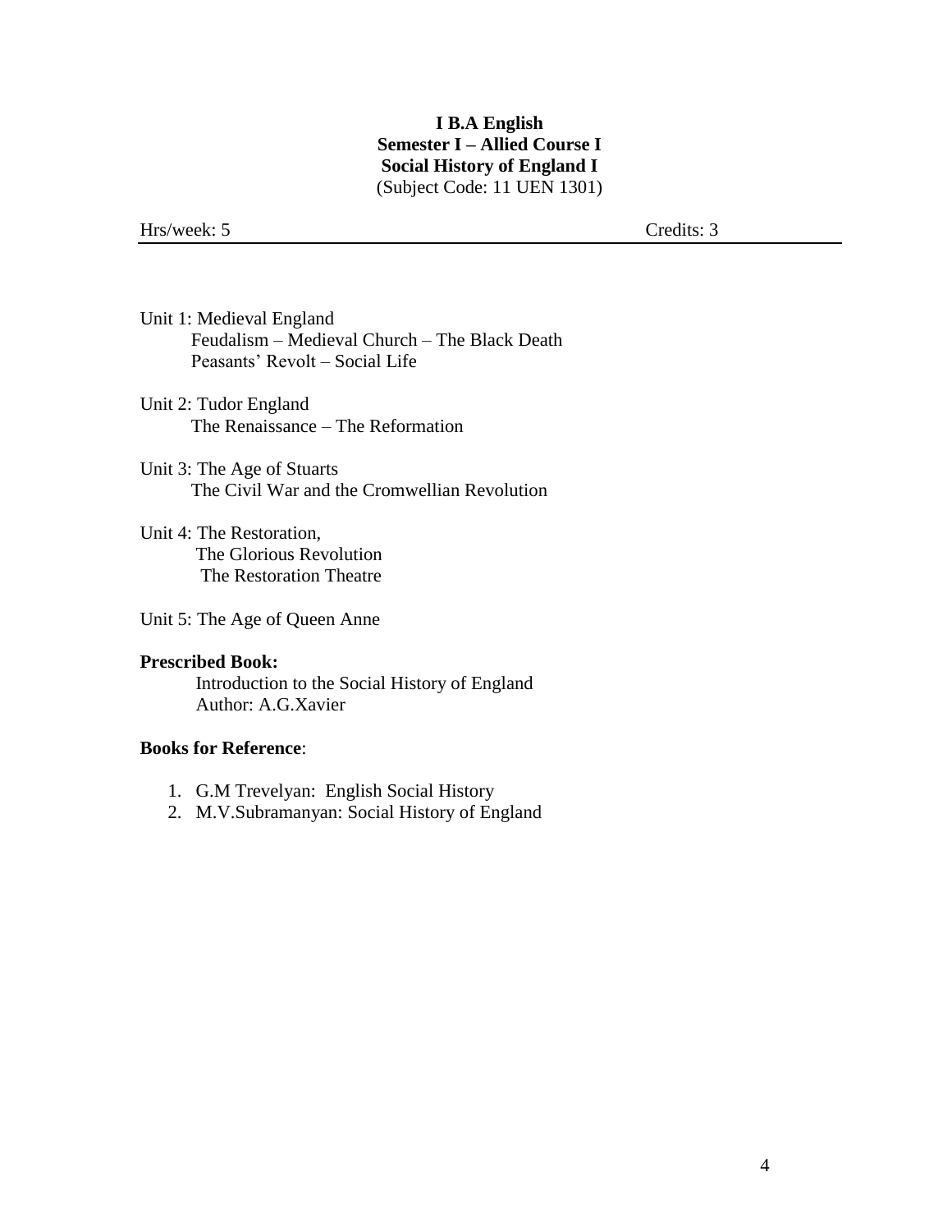**I B.A English**
**Semester I – Allied Course I**
**Social History of England I**
(Subject Code: 11 UEN 1301)

Hrs/week: 5 Credits: 3

---

Unit 1: Medieval England
Feudalism – Medieval Church – The Black Death
Peasants' Revolt – Social Life

Unit 2: Tudor England
The Renaissance – The Reformation

Unit 3: The Age of Stuarts
The Civil War and the Cromwellian Revolution

Unit 4: The Restoration,
The Glorious Revolution
The Restoration Theatre

Unit 5: The Age of Queen Anne

**Prescribed Book:**

Introduction to the Social History of England
Author: A.G.Xavier

**Books for Reference**:

1. G.M Trevelyan: English Social History
2. M.V.Subramanyan: Social History of England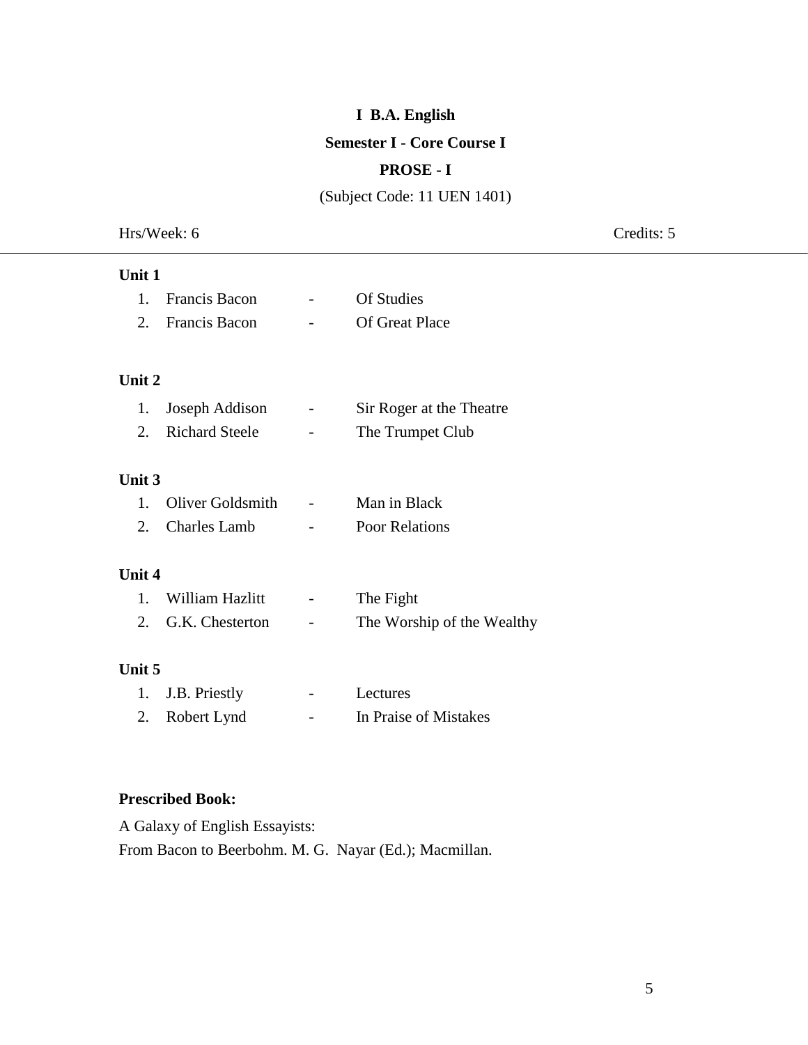**I B.A. English**

**Semester I - Core Course I**

**PROSE - I**

(Subject Code: 11 UEN 1401)

Hrs/Week: 6 Credits: 5

---

**Unit 1**

1. Francis Bacon - Of Studies
2. Francis Bacon - Of Great Place

**Unit 2**

1. Joseph Addison - Sir Roger at the Theatre
2. Richard Steele - The Trumpet Club

**Unit 3**

1. Oliver Goldsmith - Man in Black
2. Charles Lamb - Poor Relations

**Unit 4**

1. William Hazlitt - The Fight
2. G.K. Chesterton - The Worship of the Wealthy

**Unit 5**

1. J.B. Priestly - Lectures
2. Robert Lynd - In Praise of Mistakes

**Prescribed Book:**

A Galaxy of English Essayists:
From Bacon to Beerbohm. M. G. Nayar (Ed.); Macmillan.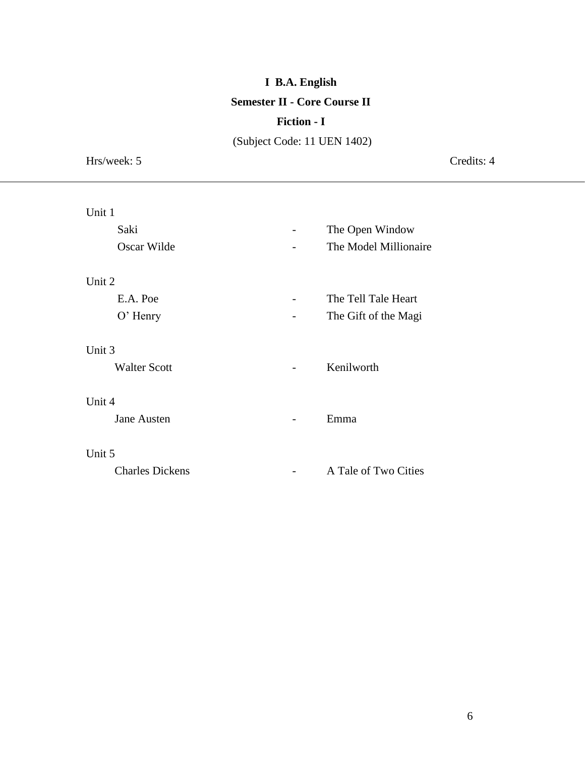**I B.A. English**

**Semester II - Core Course II**

**Fiction - I**

(Subject Code: 11 UEN 1402)

Hrs/week: 5 Credits: 4

---

Unit 1

| | | |
|---|---|---|
| Saki | - | The Open Window |
| Oscar Wilde | - | The Model Millionaire |

Unit 2

| | | |
|---|---|---|
| E.A. Poe | - | The Tell Tale Heart |
| O' Henry | - | The Gift of the Magi |

Unit 3

| | | |
|---|---|---|
| Walter Scott | - | Kenilworth |

Unit 4

| | | |
|---|---|---|
| Jane Austen | - | Emma |

Unit 5

| | | |
|---|---|---|
| Charles Dickens | - | A Tale of Two Cities |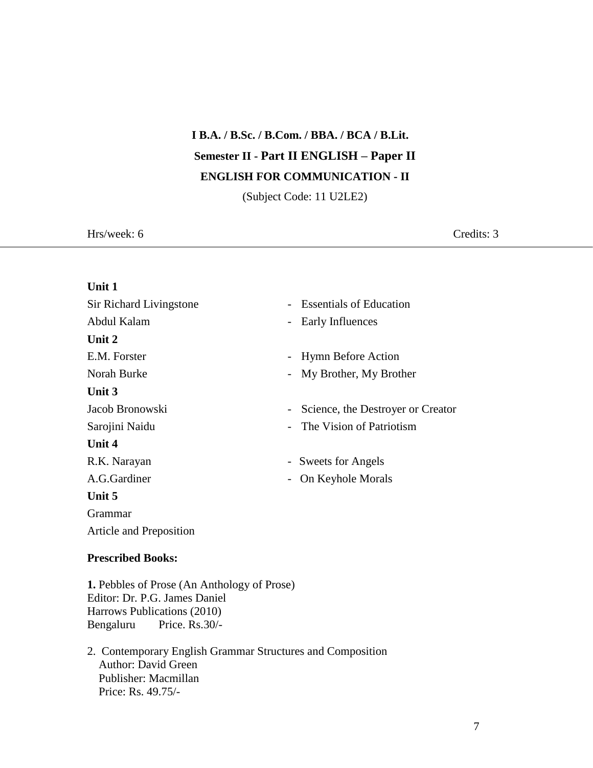**I B.A. / B.Sc. / B.Com. / BBA. / BCA / B.Lit.**

**Semester II - Part II ENGLISH – Paper II**

**ENGLISH FOR COMMUNICATION - II**

(Subject Code: 11 U2LE2)

Hrs/week: 6 Credits: 3

---

**Unit 1**

| | |
|---|---|
| Sir Richard Livingstone | - Essentials of Education |
| Abdul Kalam | - Early Influences |

**Unit 2**

| | |
|---|---|
| E.M. Forster | - Hymn Before Action |
| Norah Burke | - My Brother, My Brother |

**Unit 3**

| | |
|---|---|
| Jacob Bronowski | - Science, the Destroyer or Creator |
| Sarojini Naidu | - The Vision of Patriotism |

**Unit 4**

| | |
|---|---|
| R.K. Narayan | - Sweets for Angels |
| A.G.Gardiner | - On Keyhole Morals |

**Unit 5**

Grammar

Article and Preposition

**Prescribed Books:**

**1.** Pebbles of Prose (An Anthology of Prose)
Editor: Dr. P.G. James Daniel
Harrows Publications (2010)
Bengaluru Price. Rs.30/-

2. Contemporary English Grammar Structures and Composition
Author: David Green
Publisher: Macmillan
Price: Rs. 49.75/-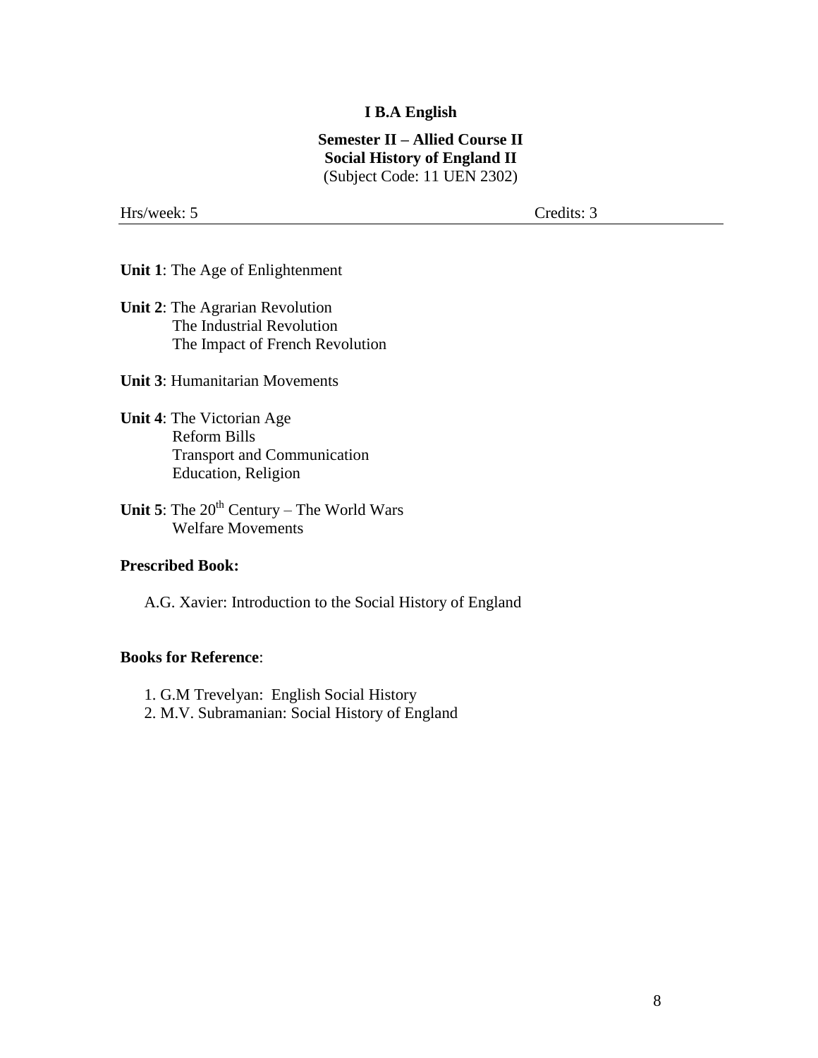**I B.A English**

**Semester II – Allied Course II**
**Social History of England II**
(Subject Code: 11 UEN 2302)

Hrs/week: 5 Credits: 3

---

**Unit 1**: The Age of Enlightenment

**Unit 2**: The Agrarian Revolution
The Industrial Revolution
The Impact of French Revolution

**Unit 3**: Humanitarian Movements

**Unit 4**: The Victorian Age
Reform Bills
Transport and Communication
Education, Religion

**Unit 5**: The 20th Century – The World Wars
Welfare Movements

**Prescribed Book:**

A.G. Xavier: Introduction to the Social History of England

**Books for Reference**:

1. G.M Trevelyan: English Social History
2. M.V. Subramanian: Social History of England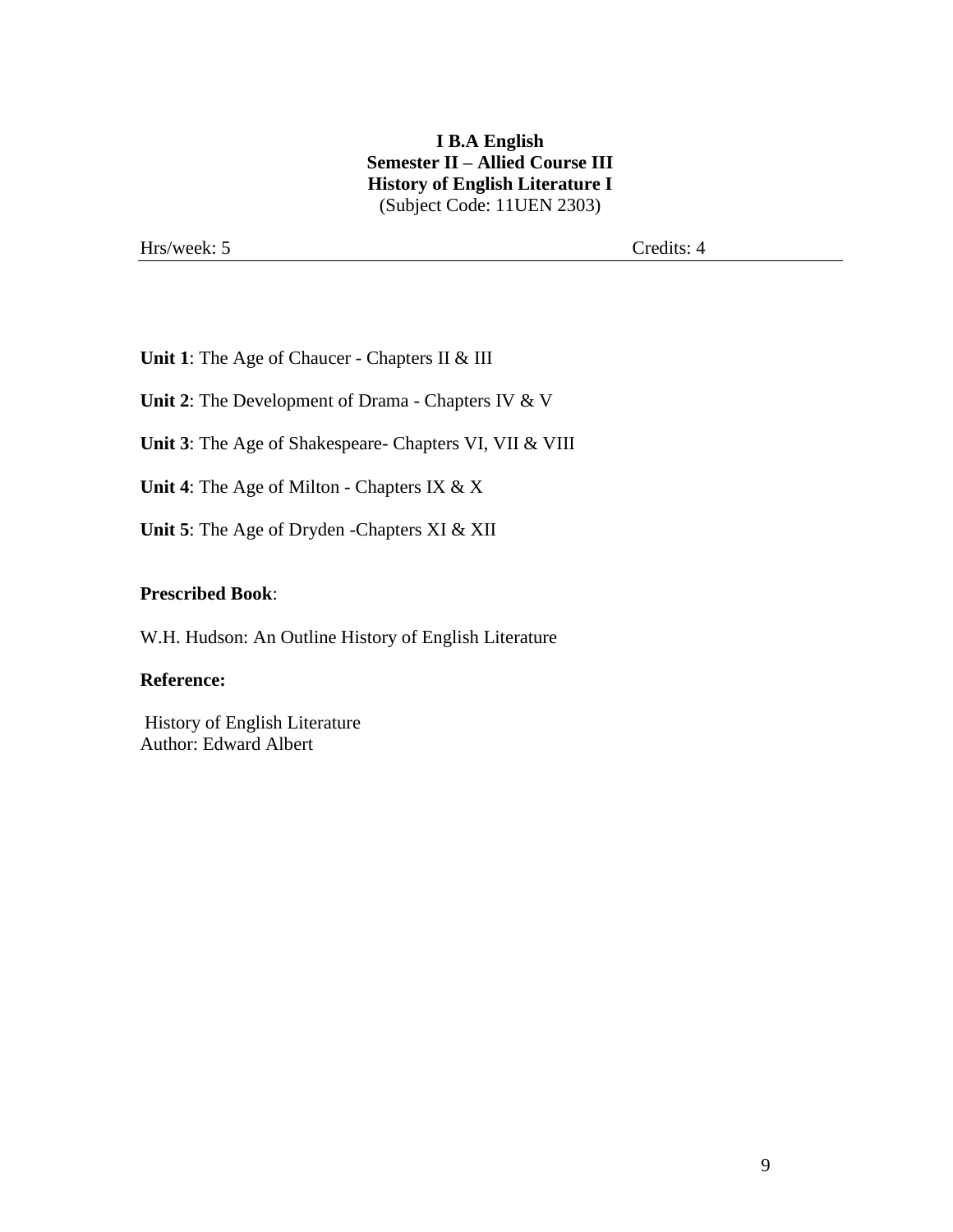**I B.A English**
**Semester II – Allied Course III**
**History of English Literature I**
(Subject Code: 11UEN 2303)

Hrs/week: 5 Credits: 4

**Unit 1**: The Age of Chaucer - Chapters II & III

**Unit 2**: The Development of Drama - Chapters IV & V

**Unit 3**: The Age of Shakespeare- Chapters VI, VII & VIII

**Unit 4**: The Age of Milton - Chapters IX & X

**Unit 5**: The Age of Dryden -Chapters XI & XII

**Prescribed Book**:

W.H. Hudson: An Outline History of English Literature

**Reference:**

History of English Literature
Author: Edward Albert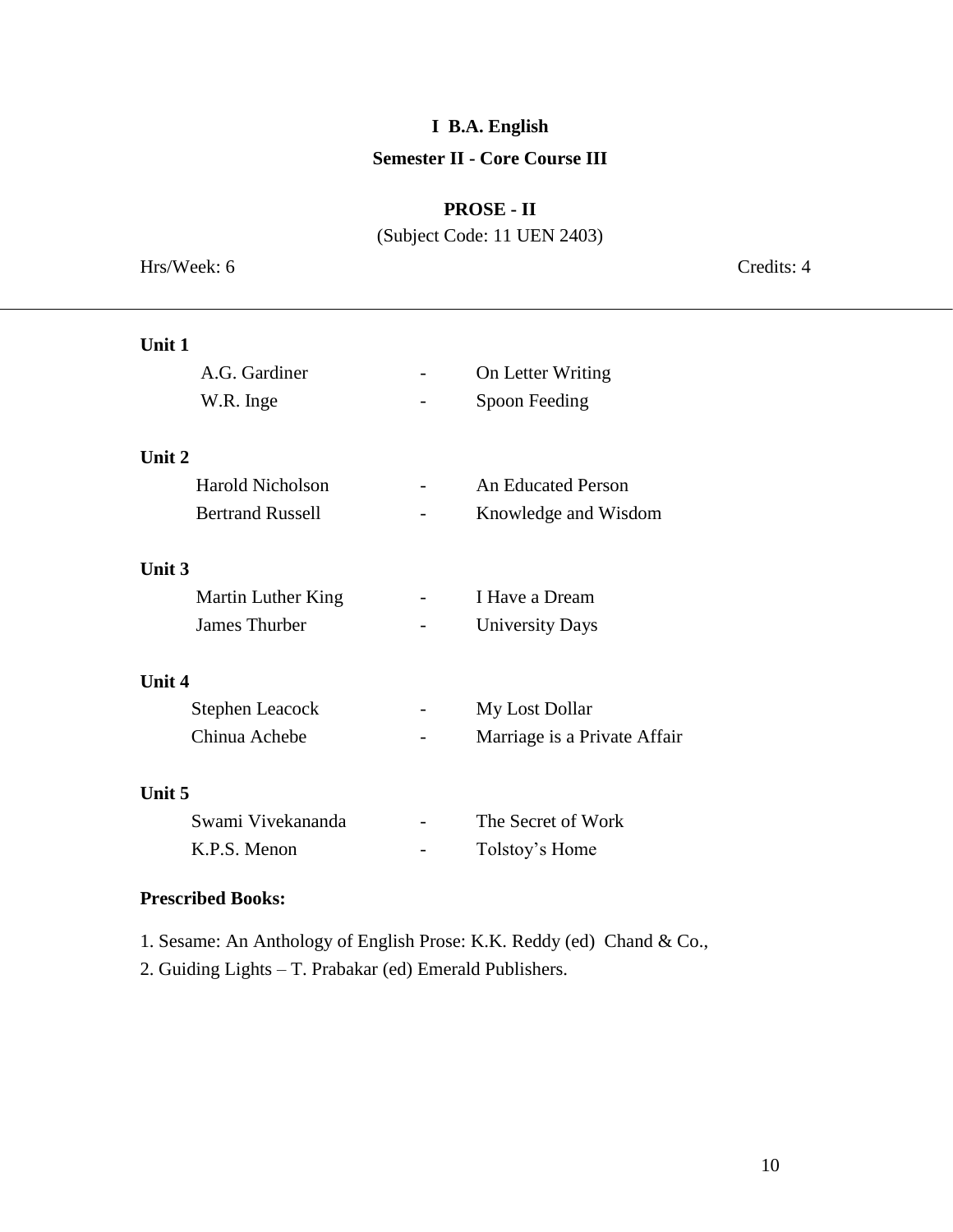**I B.A. English**

**Semester II - Core Course III**

## PROSE - II

(Subject Code: 11 UEN 2403)

Hrs/Week: 6 Credits: 4

---

**Unit 1**

| | | |
|---|---|---|
| A.G. Gardiner | - | On Letter Writing |
| W.R. Inge | - | Spoon Feeding |

**Unit 2**

| | | |
|---|---|---|
| Harold Nicholson | - | An Educated Person |
| Bertrand Russell | - | Knowledge and Wisdom |

**Unit 3**

| | | |
|---|---|---|
| Martin Luther King | - | I Have a Dream |
| James Thurber | - | University Days |

**Unit 4**

| | | |
|---|---|---|
| Stephen Leacock | - | My Lost Dollar |
| Chinua Achebe | - | Marriage is a Private Affair |

**Unit 5**

| | | |
|---|---|---|
| Swami Vivekananda | - | The Secret of Work |
| K.P.S. Menon | - | Tolstoy's Home |

**Prescribed Books:**

1. Sesame: An Anthology of English Prose: K.K. Reddy (ed) Chand & Co.,
2. Guiding Lights – T. Prabakar (ed) Emerald Publishers.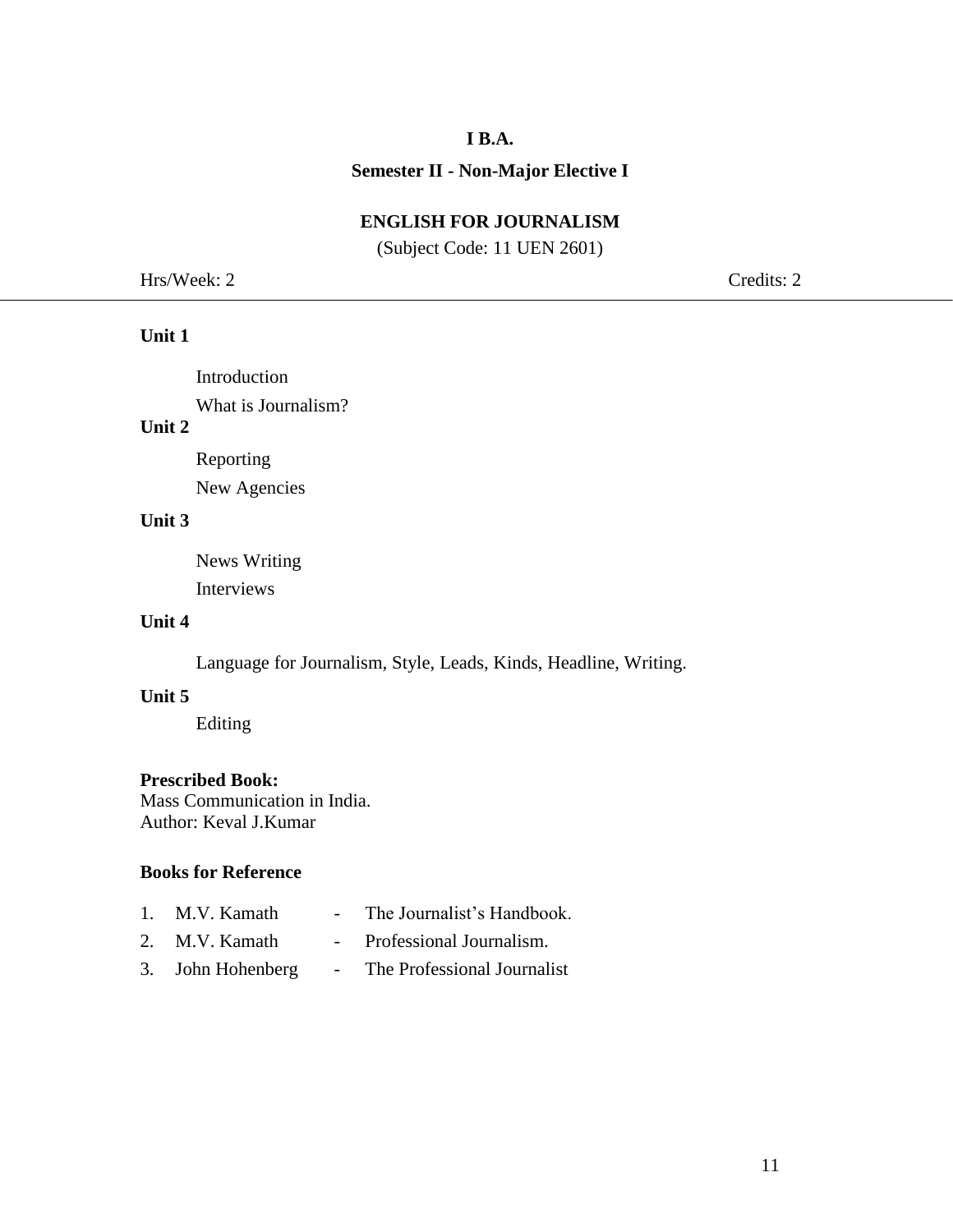**I B.A.**

**Semester II - Non-Major Elective I**

## ENGLISH FOR JOURNALISM

(Subject Code: 11 UEN 2601)

Hrs/Week: 2 Credits: 2

---

**Unit 1**

Introduction

What is Journalism?

**Unit 2**

Reporting

New Agencies

**Unit 3**

News Writing

Interviews

**Unit 4**

Language for Journalism, Style, Leads, Kinds, Headline, Writing.

**Unit 5**

Editing

**Prescribed Book:**
Mass Communication in India.
Author: Keval J.Kumar

**Books for Reference**

1. M.V. Kamath - The Journalist's Handbook.
2. M.V. Kamath - Professional Journalism.
3. John Hohenberg - The Professional Journalist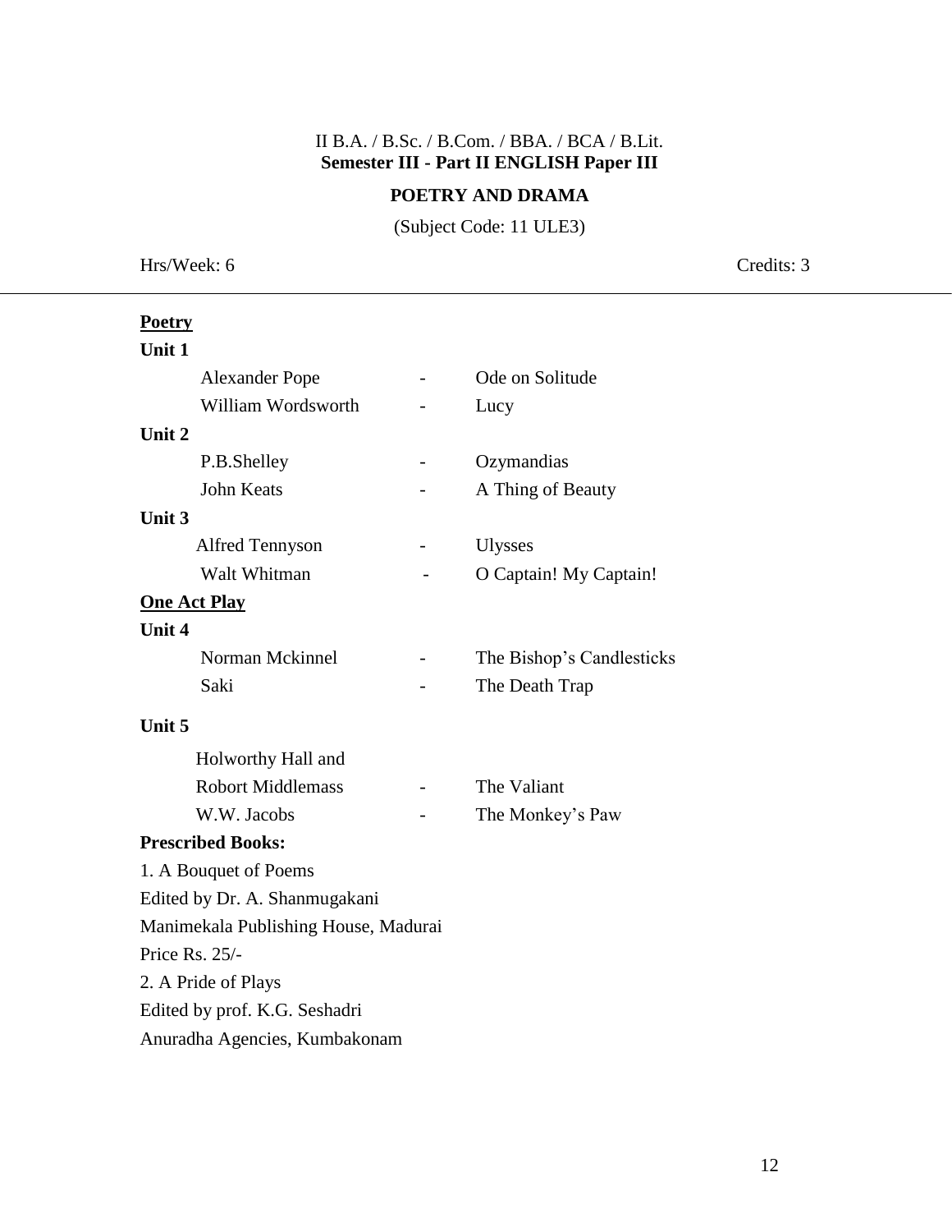II B.A. / B.Sc. / B.Com. / BBA. / BCA / B.Lit.

**Semester III - Part II ENGLISH Paper III**

## POETRY AND DRAMA

(Subject Code: 11 ULE3)

Hrs/Week: 6 Credits: 3

---

**<u>Poetry</u>**

**Unit 1**

| | | |
|---|---|---|
| Alexander Pope | - | Ode on Solitude |
| William Wordsworth | - | Lucy |

**Unit 2**

| | | |
|---|---|---|
| P.B.Shelley | - | Ozymandias |
| John Keats | - | A Thing of Beauty |

**Unit 3**

| | | |
|---|---|---|
| Alfred Tennyson | - | Ulysses |
| Walt Whitman | - | O Captain! My Captain! |

**<u>One Act Play</u>**

**Unit 4**

| | | |
|---|---|---|
| Norman Mckinnel | - | The Bishop's Candlesticks |
| Saki | - | The Death Trap |

**Unit 5**

| | | |
|---|---|---|
| Holworthy Hall and Robort Middlemass | - | The Valiant |
| W.W. Jacobs | - | The Monkey's Paw |

**Prescribed Books:**

1. A Bouquet of Poems
Edited by Dr. A. Shanmugakani
Manimekala Publishing House, Madurai
Price Rs. 25/-
2. A Pride of Plays
Edited by prof. K.G. Seshadri
Anuradha Agencies, Kumbakonam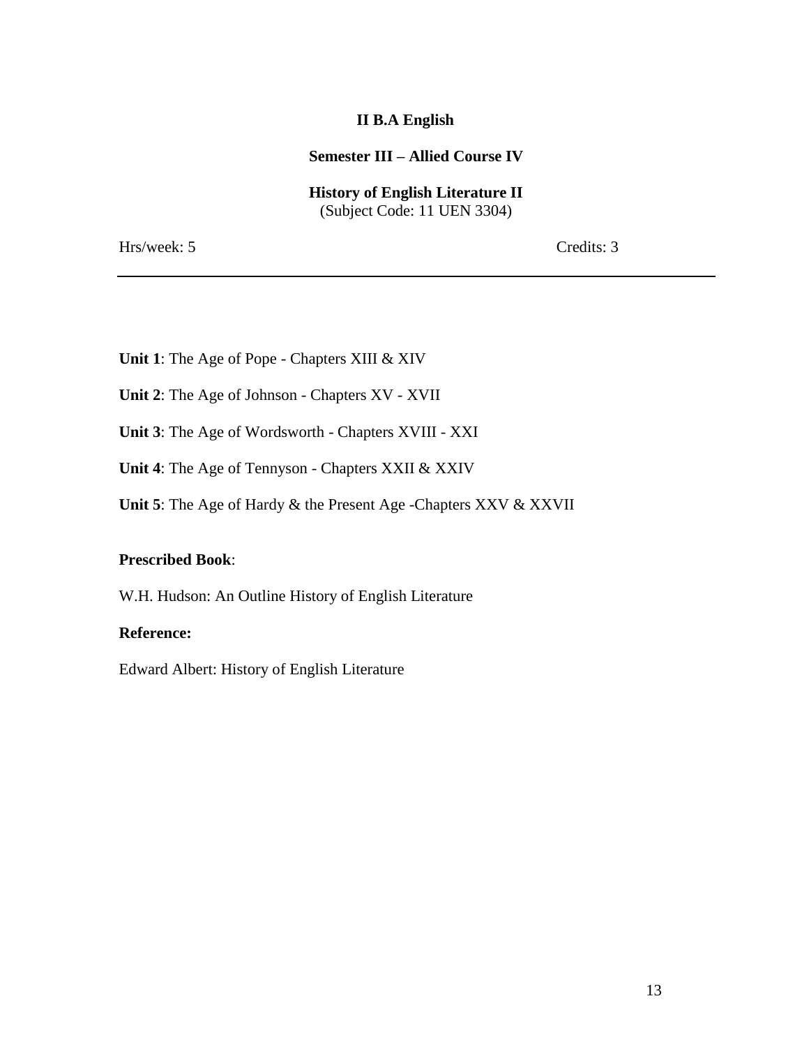## II B.A English

### Semester III – Allied Course IV

### History of English Literature II

(Subject Code: 11 UEN 3304)

Hrs/week: 5 Credits: 3

---

**Unit 1**: The Age of Pope - Chapters XIII & XIV

**Unit 2**: The Age of Johnson - Chapters XV - XVII

**Unit 3**: The Age of Wordsworth - Chapters XVIII - XXI

**Unit 4**: The Age of Tennyson - Chapters XXII & XXIV

**Unit 5**: The Age of Hardy & the Present Age -Chapters XXV & XXVII

**Prescribed Book**:

W.H. Hudson: An Outline History of English Literature

**Reference:**

Edward Albert: History of English Literature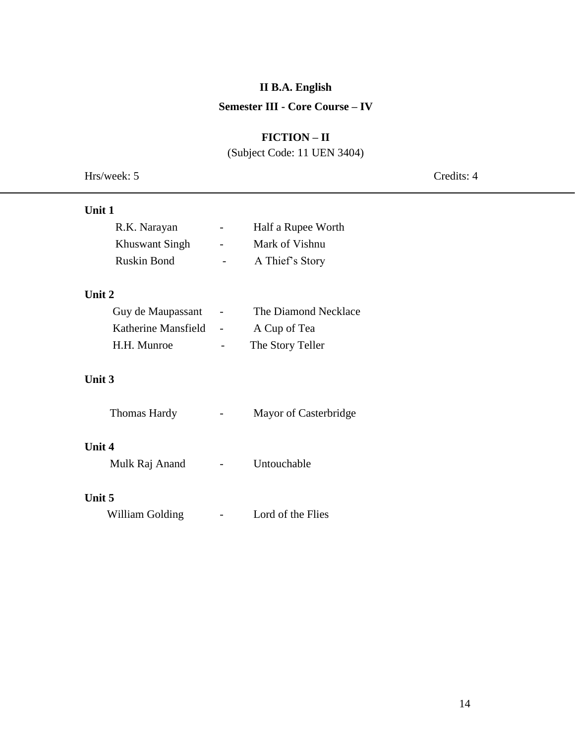**II B.A. English**

**Semester III - Core Course – IV**

**FICTION – II**

(Subject Code: 11 UEN 3404)

Hrs/week: 5 Credits: 4

---

**Unit 1**

R.K. Narayan - Half a Rupee Worth

Khuswant Singh - Mark of Vishnu

Ruskin Bond - A Thief's Story

**Unit 2**

Guy de Maupassant - The Diamond Necklace

Katherine Mansfield - A Cup of Tea

H.H. Munroe - The Story Teller

**Unit 3**

Thomas Hardy - Mayor of Casterbridge

**Unit 4**

Mulk Raj Anand - Untouchable

**Unit 5**

William Golding - Lord of the Flies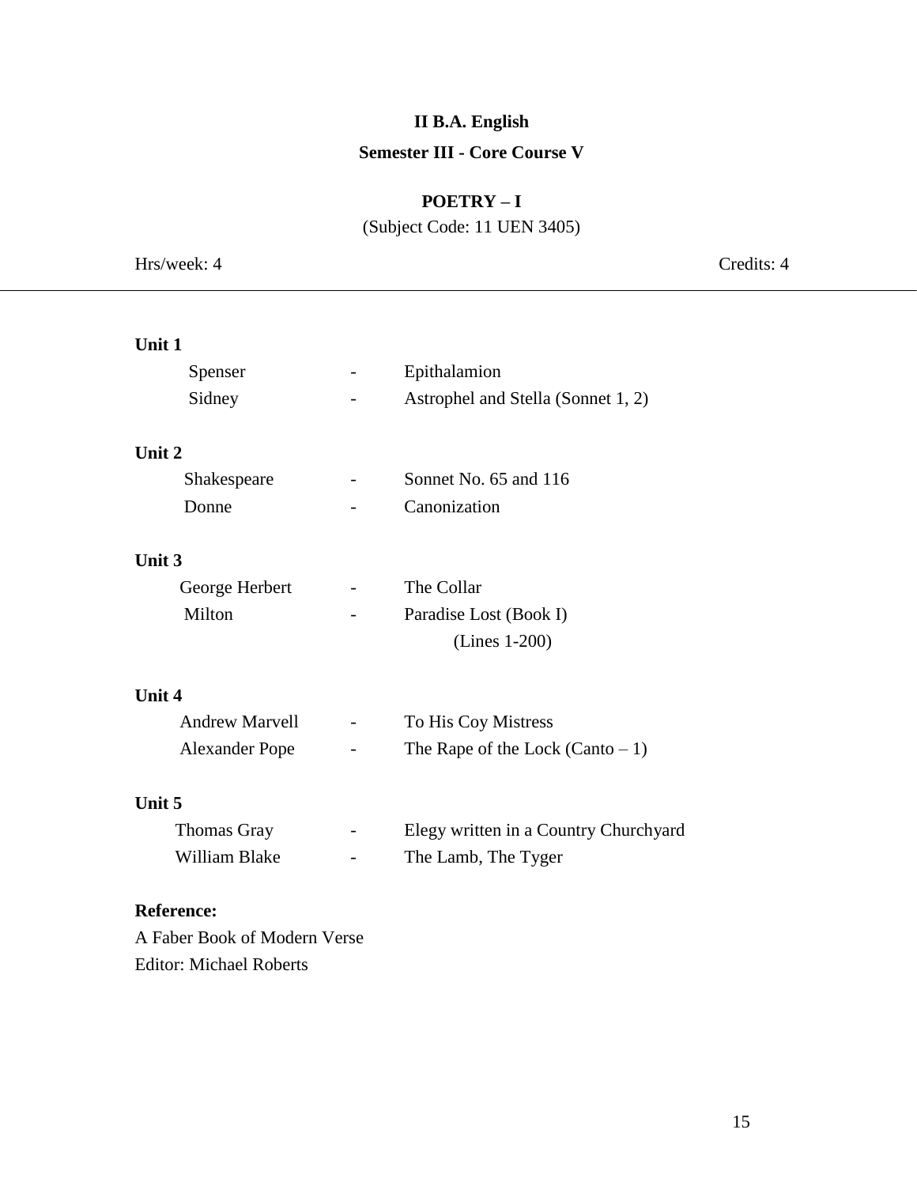**II B.A. English**

**Semester III - Core Course V**

# POETRY – I

(Subject Code: 11 UEN 3405)

Hrs/week: 4 Credits: 4

---

**Unit 1**

| | | |
|---|---|---|
| Spenser | - | Epithalamion |
| Sidney | - | Astrophel and Stella (Sonnet 1, 2) |

**Unit 2**

| | | |
|---|---|---|
| Shakespeare | - | Sonnet No. 65 and 116 |
| Donne | - | Canonization |

**Unit 3**

| | | |
|---|---|---|
| George Herbert | - | The Collar |
| Milton | - | Paradise Lost (Book I) (Lines 1-200) |

**Unit 4**

| | | |
|---|---|---|
| Andrew Marvell | - | To His Coy Mistress |
| Alexander Pope | - | The Rape of the Lock (Canto – 1) |

**Unit 5**

| | | |
|---|---|---|
| Thomas Gray | - | Elegy written in a Country Churchyard |
| William Blake | - | The Lamb, The Tyger |

**Reference:**

A Faber Book of Modern Verse
Editor: Michael Roberts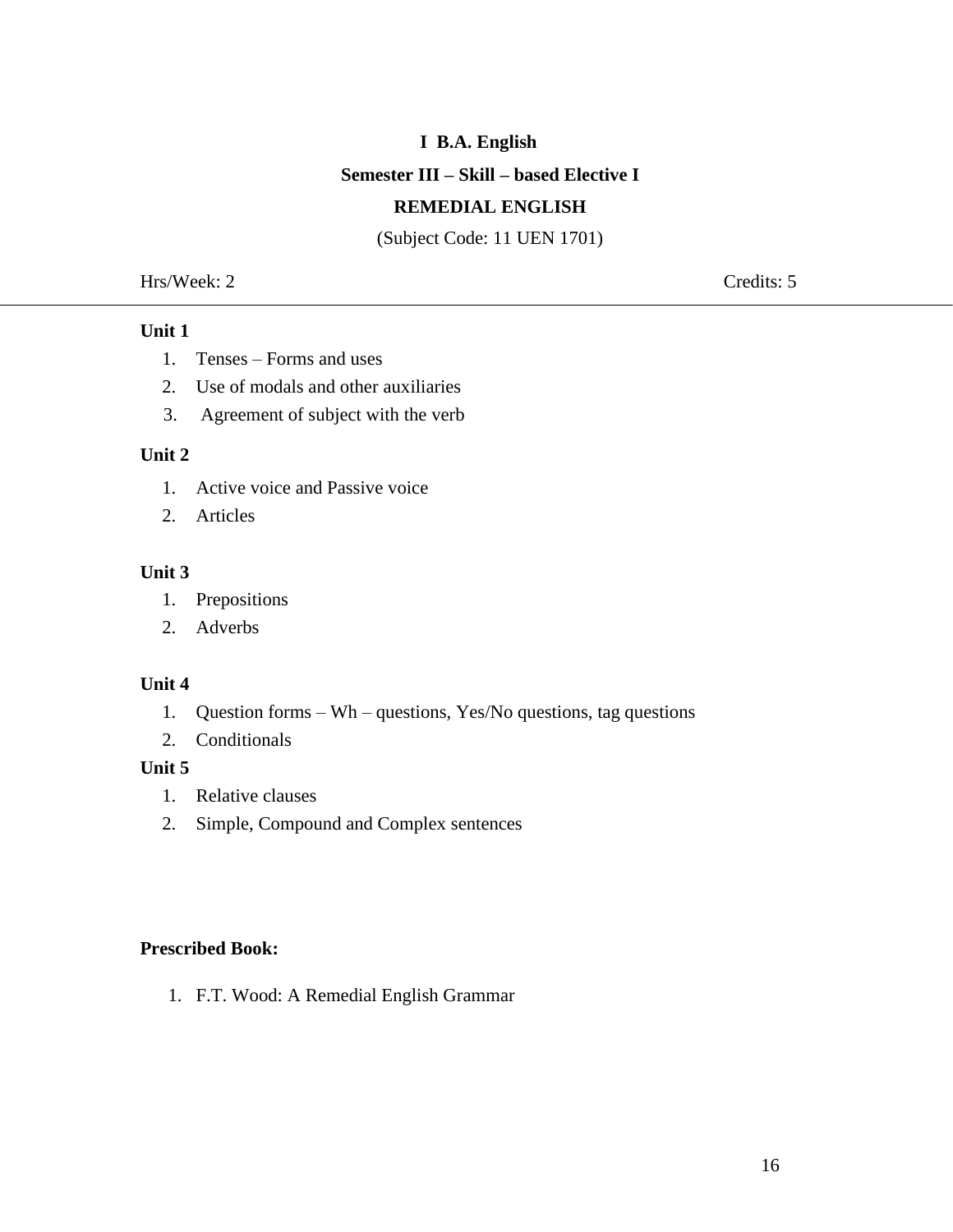**I B.A. English**

**Semester III – Skill – based Elective I**

**REMEDIAL ENGLISH**

(Subject Code: 11 UEN 1701)

Hrs/Week: 2 Credits: 5

---

**Unit 1**

1. Tenses – Forms and uses
2. Use of modals and other auxiliaries
3. Agreement of subject with the verb

**Unit 2**

1. Active voice and Passive voice
2. Articles

**Unit 3**

1. Prepositions
2. Adverbs

**Unit 4**

1. Question forms – Wh – questions, Yes/No questions, tag questions
2. Conditionals

**Unit 5**

1. Relative clauses
2. Simple, Compound and Complex sentences

**Prescribed Book:**

1. F.T. Wood: A Remedial English Grammar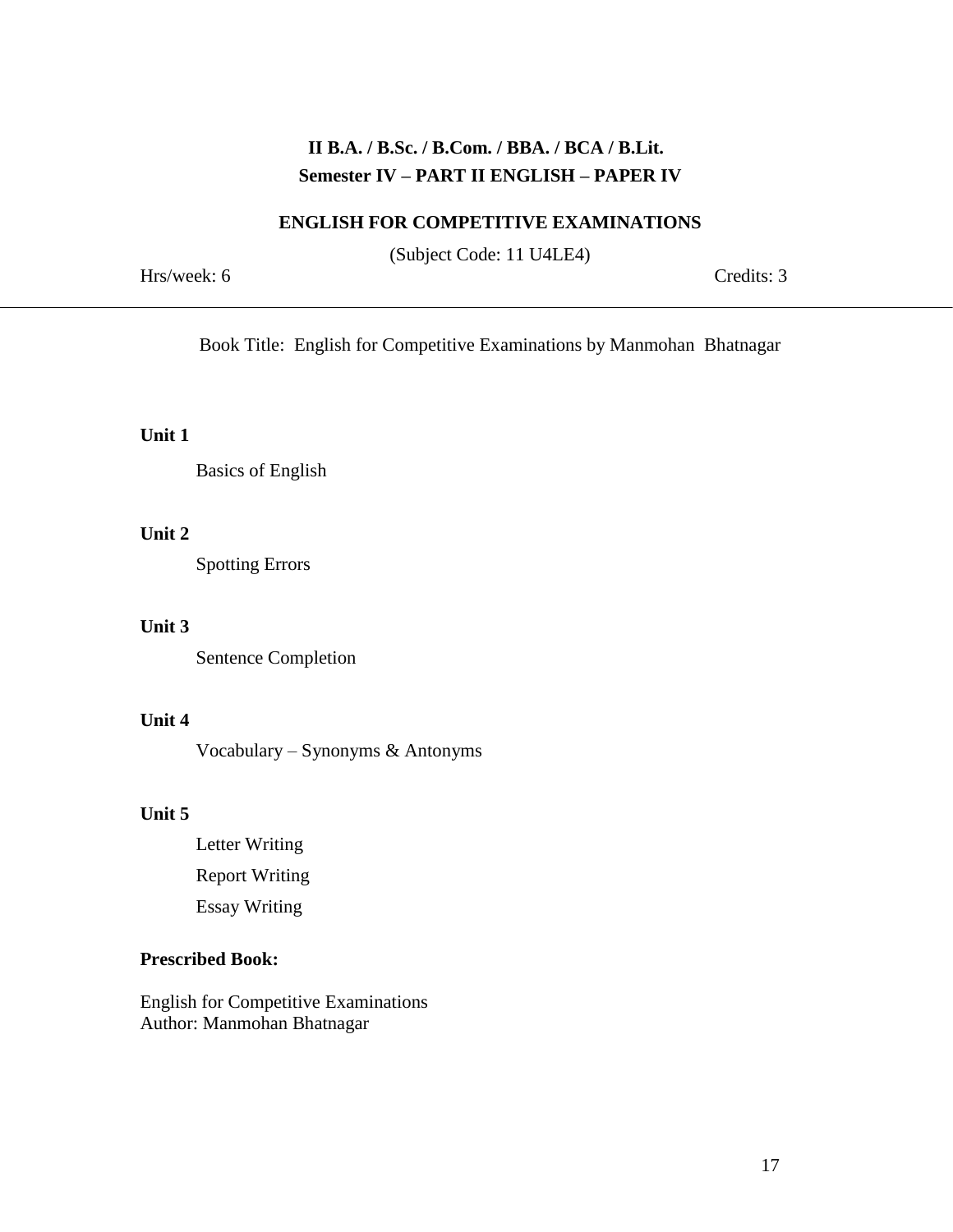**II B.A. / B.Sc. / B.Com. / BBA. / BCA / B.Lit.**
**Semester IV – PART II ENGLISH – PAPER IV**

**ENGLISH FOR COMPETITIVE EXAMINATIONS**

(Subject Code: 11 U4LE4)

Hrs/week: 6 Credits: 3

---

Book Title: English for Competitive Examinations by Manmohan Bhatnagar

**Unit 1**

Basics of English

**Unit 2**

Spotting Errors

**Unit 3**

Sentence Completion

**Unit 4**

Vocabulary – Synonyms & Antonyms

**Unit 5**

Letter Writing

Report Writing

Essay Writing

**Prescribed Book:**

English for Competitive Examinations
Author: Manmohan Bhatnagar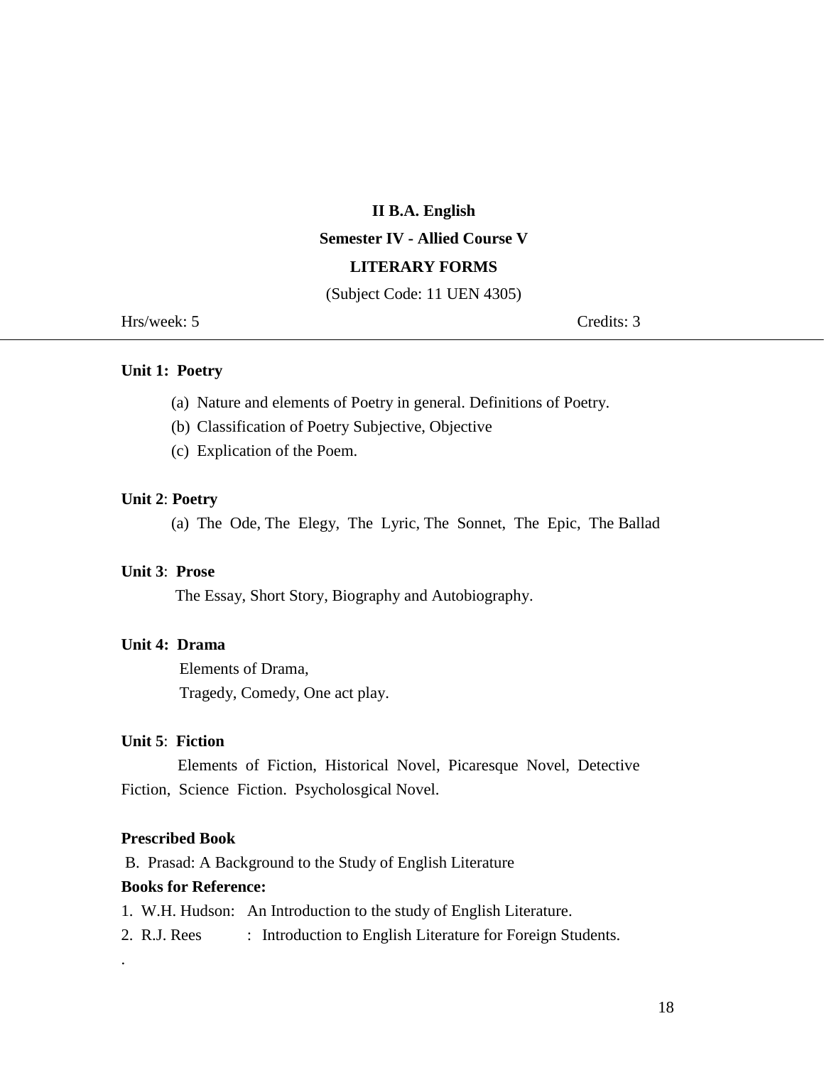**II B.A. English**

**Semester IV - Allied Course V**

**LITERARY FORMS**

(Subject Code: 11 UEN 4305)

Hrs/week: 5 Credits: 3

---

**Unit 1: Poetry**

(a) Nature and elements of Poetry in general. Definitions of Poetry.

(b) Classification of Poetry Subjective, Objective

(c) Explication of the Poem.

**Unit 2**: **Poetry**

(a) The Ode, The Elegy, The Lyric, The Sonnet, The Epic, The Ballad

**Unit 3**: **Prose**

The Essay, Short Story, Biography and Autobiography.

**Unit 4: Drama**

Elements of Drama,

Tragedy, Comedy, One act play.

**Unit 5**: **Fiction**

Elements of Fiction, Historical Novel, Picaresque Novel, Detective Fiction, Science Fiction. Psycholosgical Novel.

**Prescribed Book**

B. Prasad: A Background to the Study of English Literature

**Books for Reference:**

1. W.H. Hudson: An Introduction to the study of English Literature.
2. R.J. Rees : Introduction to English Literature for Foreign Students.

.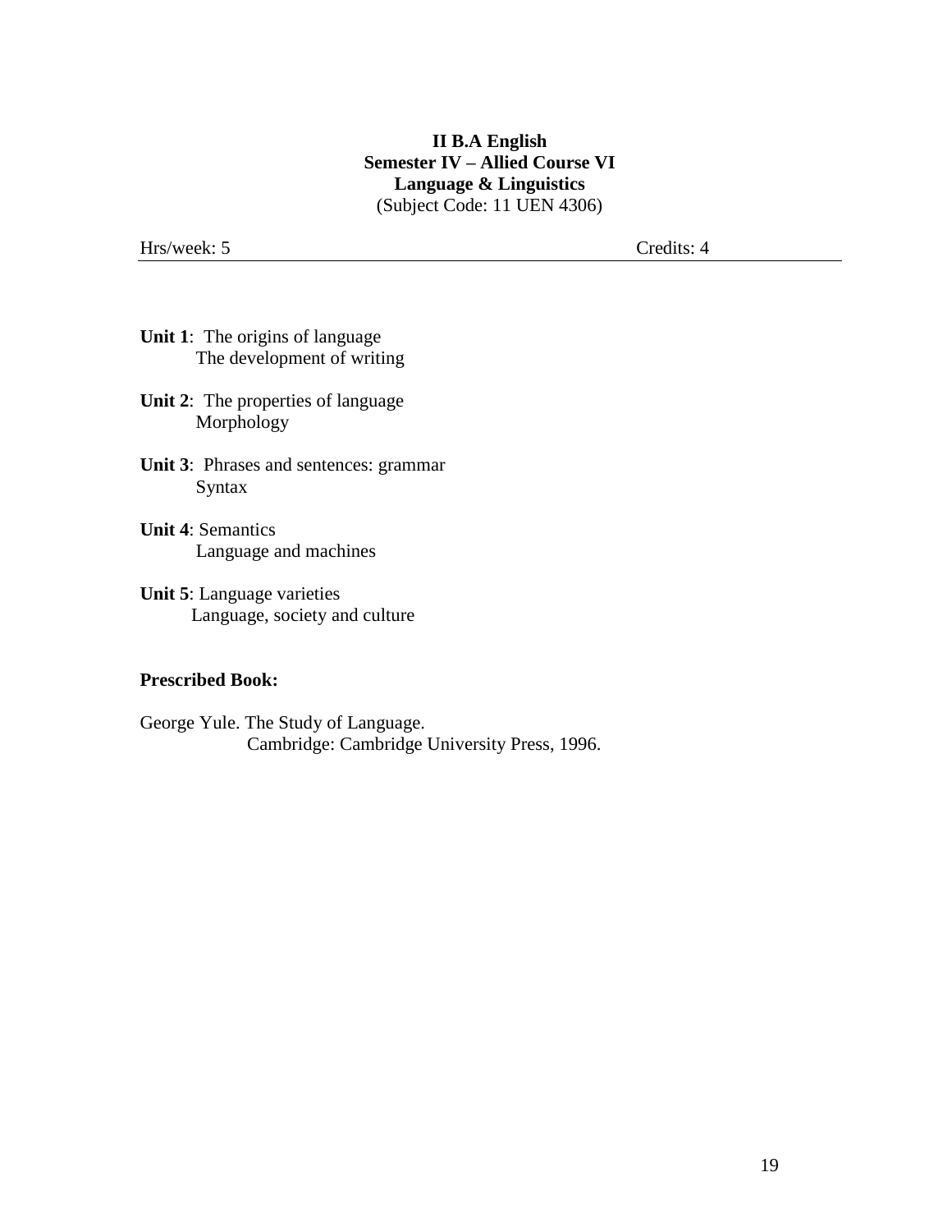**II B.A English**
**Semester IV – Allied Course VI**
**Language & Linguistics**
(Subject Code: 11 UEN 4306)

Hrs/week: 5 Credits: 4

---

**Unit 1**: The origins of language
The development of writing

**Unit 2**: The properties of language
Morphology

**Unit 3**: Phrases and sentences: grammar
Syntax

**Unit 4**: Semantics
Language and machines

**Unit 5**: Language varieties
Language, society and culture

**Prescribed Book:**

George Yule. The Study of Language.
Cambridge: Cambridge University Press, 1996.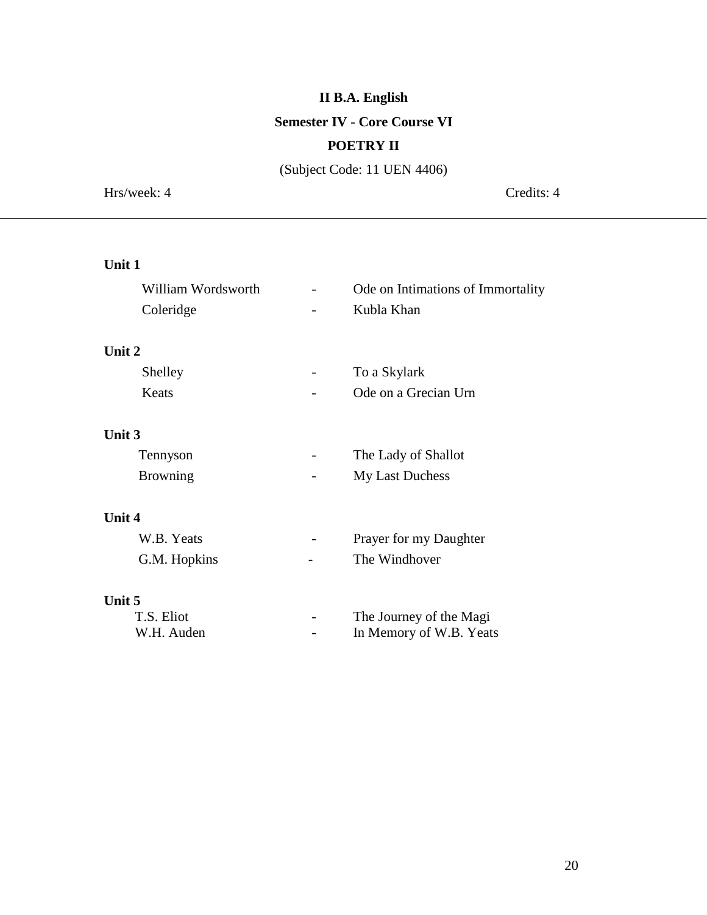**II B.A. English**

**Semester IV - Core Course VI**

**POETRY II**

(Subject Code: 11 UEN 4406)

Hrs/week: 4 Credits: 4

---

**Unit 1**

| | | |
|---|---|---|
| William Wordsworth | - | Ode on Intimations of Immortality |
| Coleridge | - | Kubla Khan |

**Unit 2**

| | | |
|---|---|---|
| Shelley | - | To a Skylark |
| Keats | - | Ode on a Grecian Urn |

**Unit 3**

| | | |
|---|---|---|
| Tennyson | - | The Lady of Shallot |
| Browning | - | My Last Duchess |

**Unit 4**

| | | |
|---|---|---|
| W.B. Yeats | - | Prayer for my Daughter |
| G.M. Hopkins | - | The Windhover |

**Unit 5**

| | | |
|---|---|---|
| T.S. Eliot | - | The Journey of the Magi |
| W.H. Auden | - | In Memory of W.B. Yeats |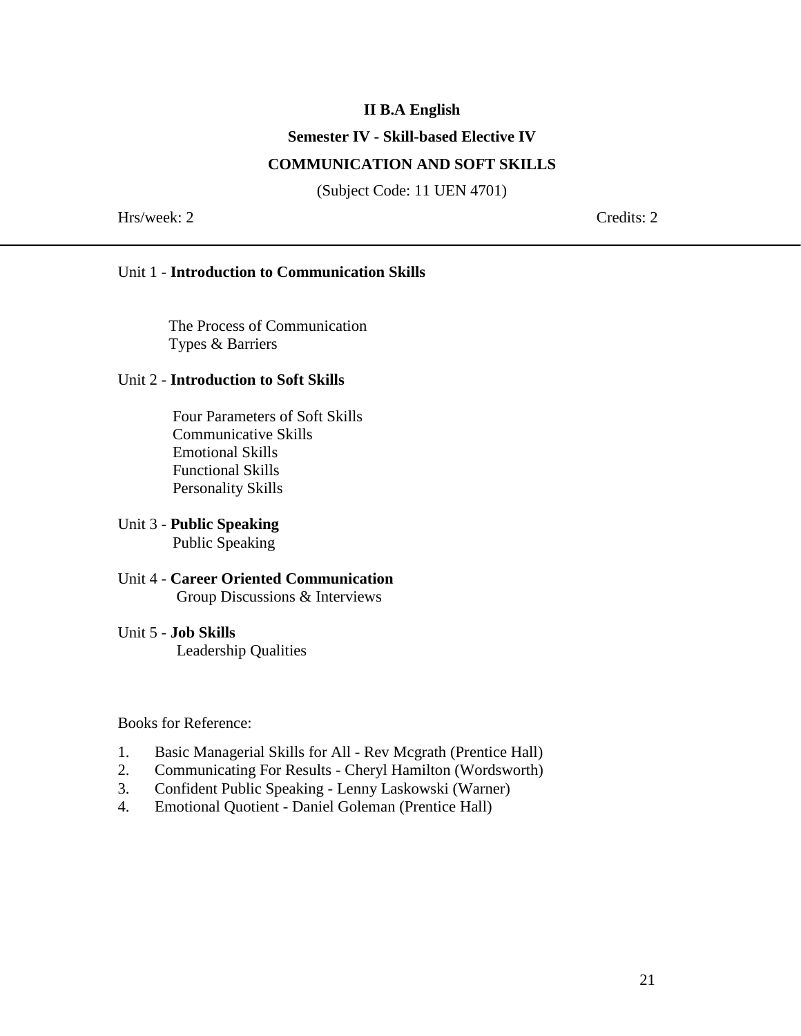**II B.A English**

**Semester IV - Skill-based Elective IV**

**COMMUNICATION AND SOFT SKILLS**

(Subject Code: 11 UEN 4701)

Hrs/week: 2 Credits: 2

---

Unit 1 - **Introduction to Communication Skills**

The Process of Communication
Types & Barriers

Unit 2 - **Introduction to Soft Skills**

Four Parameters of Soft Skills
Communicative Skills
Emotional Skills
Functional Skills
Personality Skills

Unit 3 - **Public Speaking**
Public Speaking

Unit 4 - **Career Oriented Communication**
Group Discussions & Interviews

Unit 5 - **Job Skills**
Leadership Qualities

Books for Reference:

1. Basic Managerial Skills for All - Rev Mcgrath (Prentice Hall)
2. Communicating For Results - Cheryl Hamilton (Wordsworth)
3. Confident Public Speaking - Lenny Laskowski (Warner)
4. Emotional Quotient - Daniel Goleman (Prentice Hall)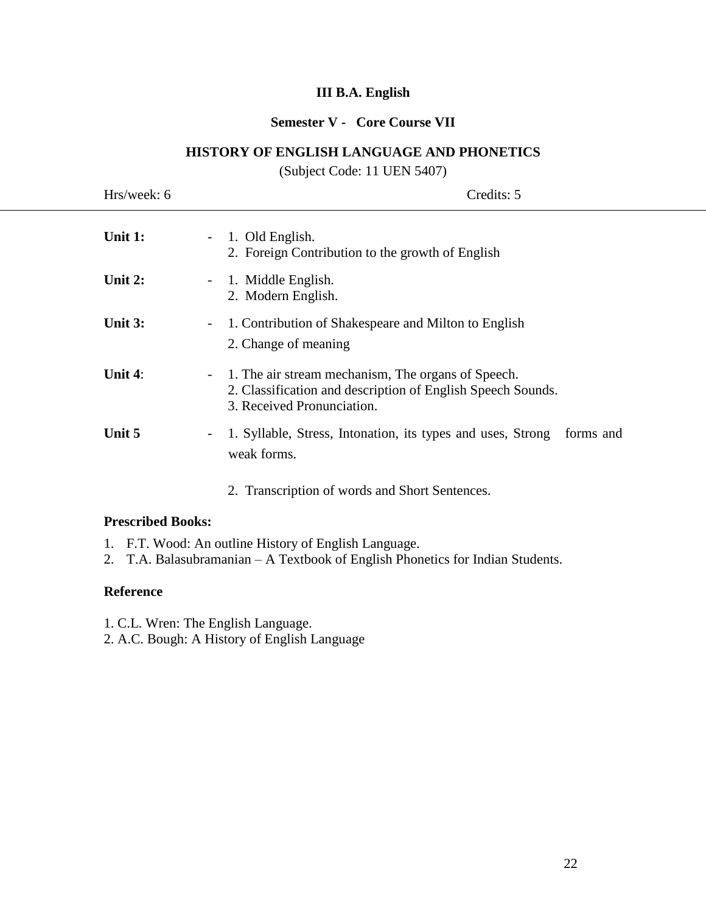**III B.A. English**

**Semester V - Core Course VII**

**HISTORY OF ENGLISH LANGUAGE AND PHONETICS**

(Subject Code: 11 UEN 5407)

Hrs/week: 6 Credits: 5

---

**Unit 1:** - 1. Old English.
2. Foreign Contribution to the growth of English

**Unit 2:** - 1. Middle English.
2. Modern English.

**Unit 3:** - 1. Contribution of Shakespeare and Milton to English
2. Change of meaning

**Unit 4**: - 1. The air stream mechanism, The organs of Speech.
2. Classification and description of English Speech Sounds.
3. Received Pronunciation.

**Unit 5** - 1. Syllable, Stress, Intonation, its types and uses, Strong forms and weak forms.

2. Transcription of words and Short Sentences.

**Prescribed Books:**

1. F.T. Wood: An outline History of English Language.
2. T.A. Balasubramanian – A Textbook of English Phonetics for Indian Students.

**Reference**

1. C.L. Wren: The English Language.
2. A.C. Bough: A History of English Language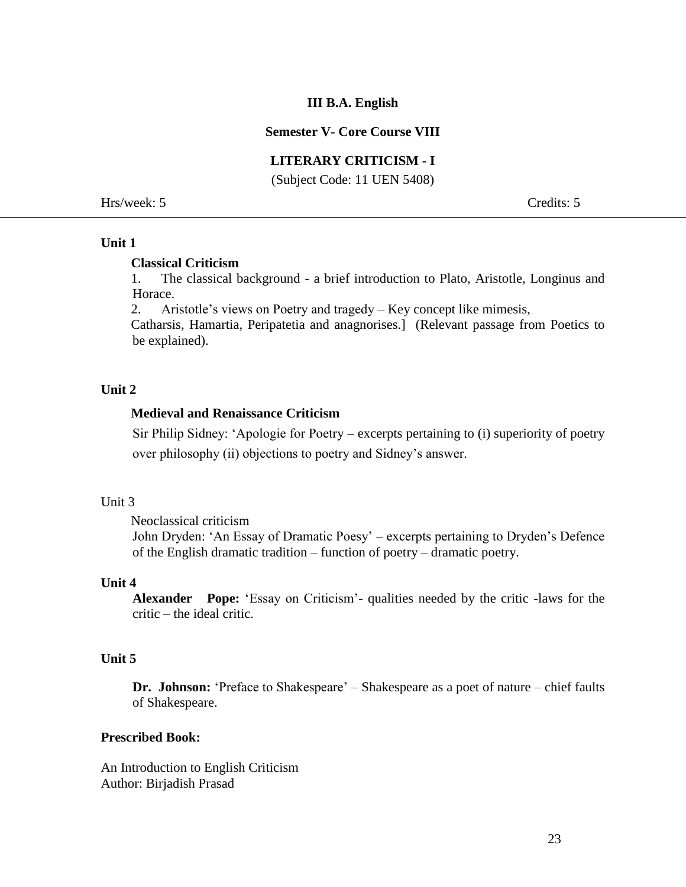**III B.A. English**

**Semester V- Core Course VIII**

**LITERARY CRITICISM - I**

(Subject Code: 11 UEN 5408)

Hrs/week: 5 Credits: 5

---

**Unit 1**

**Classical Criticism**

1. The classical background - a brief introduction to Plato, Aristotle, Longinus and Horace.
2. Aristotle's views on Poetry and tragedy – Key concept like mimesis, Catharsis, Hamartia, Peripatetia and anagnorises.] (Relevant passage from Poetics to be explained).

**Unit 2**

**Medieval and Renaissance Criticism**

Sir Philip Sidney: 'Apologie for Poetry – excerpts pertaining to (i) superiority of poetry over philosophy (ii) objections to poetry and Sidney's answer.

Unit 3

Neoclassical criticism

John Dryden: 'An Essay of Dramatic Poesy' – excerpts pertaining to Dryden's Defence of the English dramatic tradition – function of poetry – dramatic poetry.

**Unit 4**

**Alexander Pope:** 'Essay on Criticism'- qualities needed by the critic -laws for the critic – the ideal critic.

**Unit 5**

**Dr. Johnson:** 'Preface to Shakespeare' – Shakespeare as a poet of nature – chief faults of Shakespeare.

**Prescribed Book:**

An Introduction to English Criticism
Author: Birjadish Prasad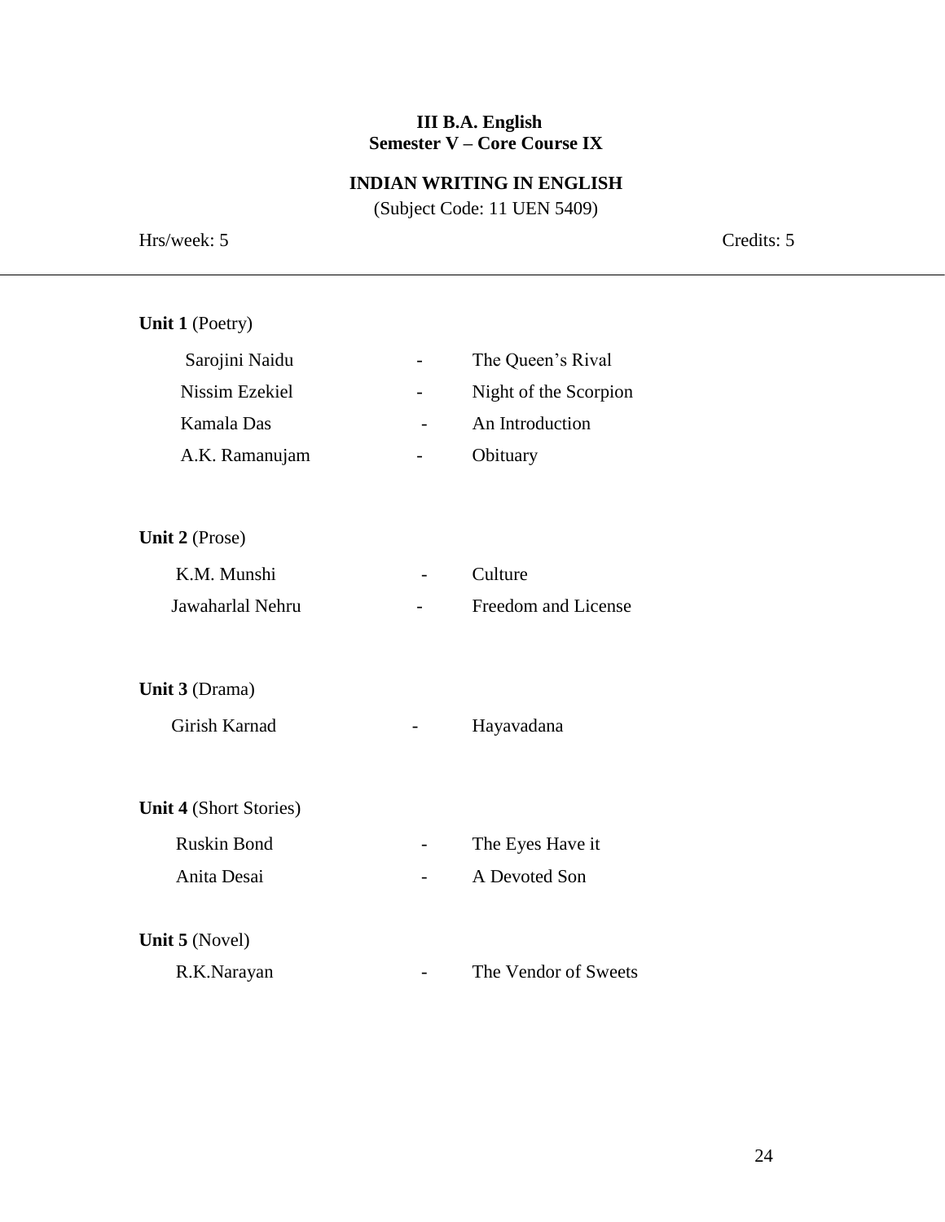**III B.A. English**
**Semester V – Core Course IX**

# INDIAN WRITING IN ENGLISH

(Subject Code: 11 UEN 5409)

Hrs/week: 5 Credits: 5

---

**Unit 1** (Poetry)

| | | |
|---|---|---|
| Sarojini Naidu | - | The Queen's Rival |
| Nissim Ezekiel | - | Night of the Scorpion |
| Kamala Das | - | An Introduction |
| A.K. Ramanujam | - | Obituary |

**Unit 2** (Prose)

| | | |
|---|---|---|
| K.M. Munshi | - | Culture |
| Jawaharlal Nehru | - | Freedom and License |

**Unit 3** (Drama)

| | | |
|---|---|---|
| Girish Karnad | - | Hayavadana |

**Unit 4** (Short Stories)

| | | |
|---|---|---|
| Ruskin Bond | - | The Eyes Have it |
| Anita Desai | - | A Devoted Son |

**Unit 5** (Novel)

| | | |
|---|---|---|
| R.K.Narayan | - | The Vendor of Sweets |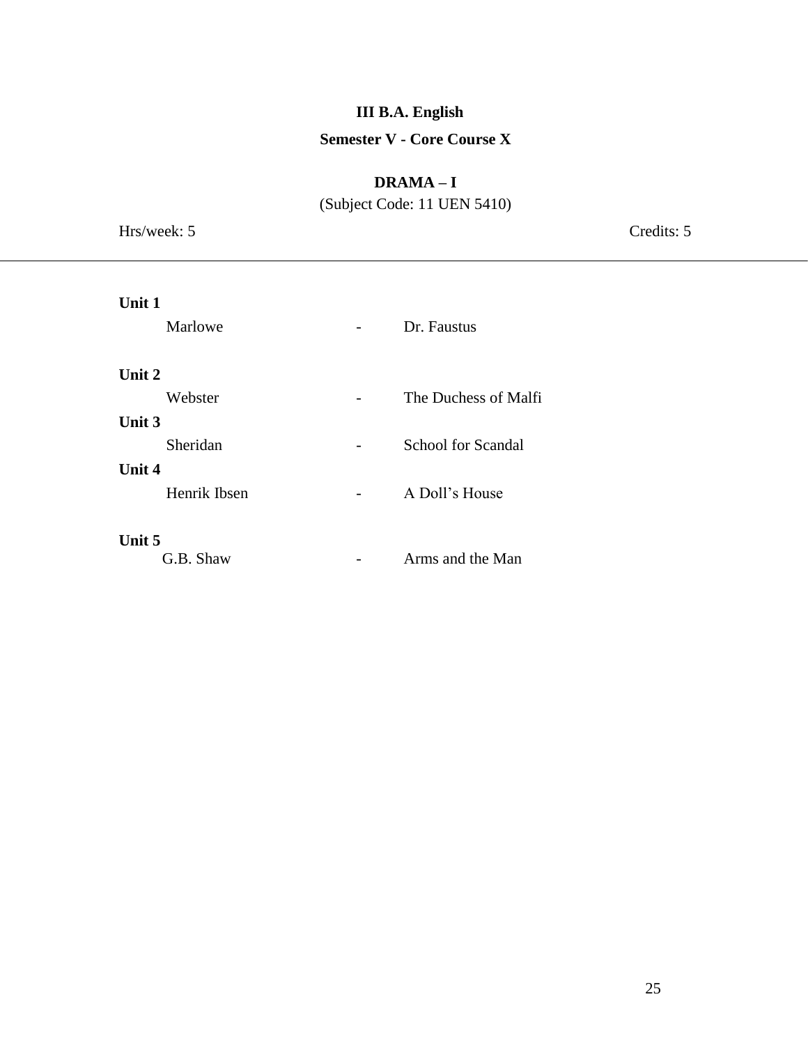**III B.A. English**

**Semester V - Core Course X**

**DRAMA – I**

(Subject Code: 11 UEN 5410)

Hrs/week: 5 Credits: 5

---

**Unit 1**

Marlowe - Dr. Faustus

**Unit 2**

Webster - The Duchess of Malfi

**Unit 3**

Sheridan - School for Scandal

**Unit 4**

Henrik Ibsen - A Doll's House

**Unit 5**

G.B. Shaw - Arms and the Man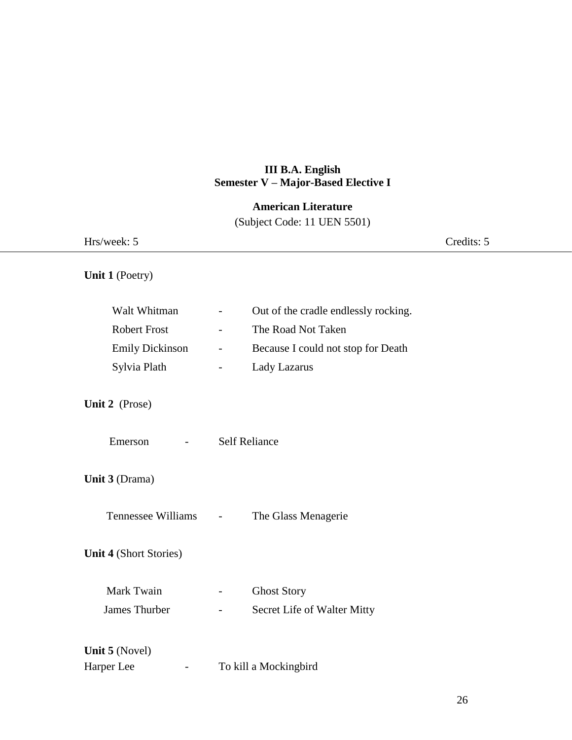**III B.A. English**
**Semester V – Major-Based Elective I**

**American Literature**
(Subject Code: 11 UEN 5501)

Hrs/week: 5 Credits: 5

---

**Unit 1** (Poetry)

| | | |
|---|---|---|
| Walt Whitman | - | Out of the cradle endlessly rocking. |
| Robert Frost | - | The Road Not Taken |
| Emily Dickinson | - | Because I could not stop for Death |
| Sylvia Plath | - | Lady Lazarus |

**Unit 2** (Prose)

Emerson - Self Reliance

**Unit 3** (Drama)

Tennessee Williams - The Glass Menagerie

**Unit 4** (Short Stories)

| | | |
|---|---|---|
| Mark Twain | - | Ghost Story |
| James Thurber | - | Secret Life of Walter Mitty |

**Unit 5** (Novel)

Harper Lee - To kill a Mockingbird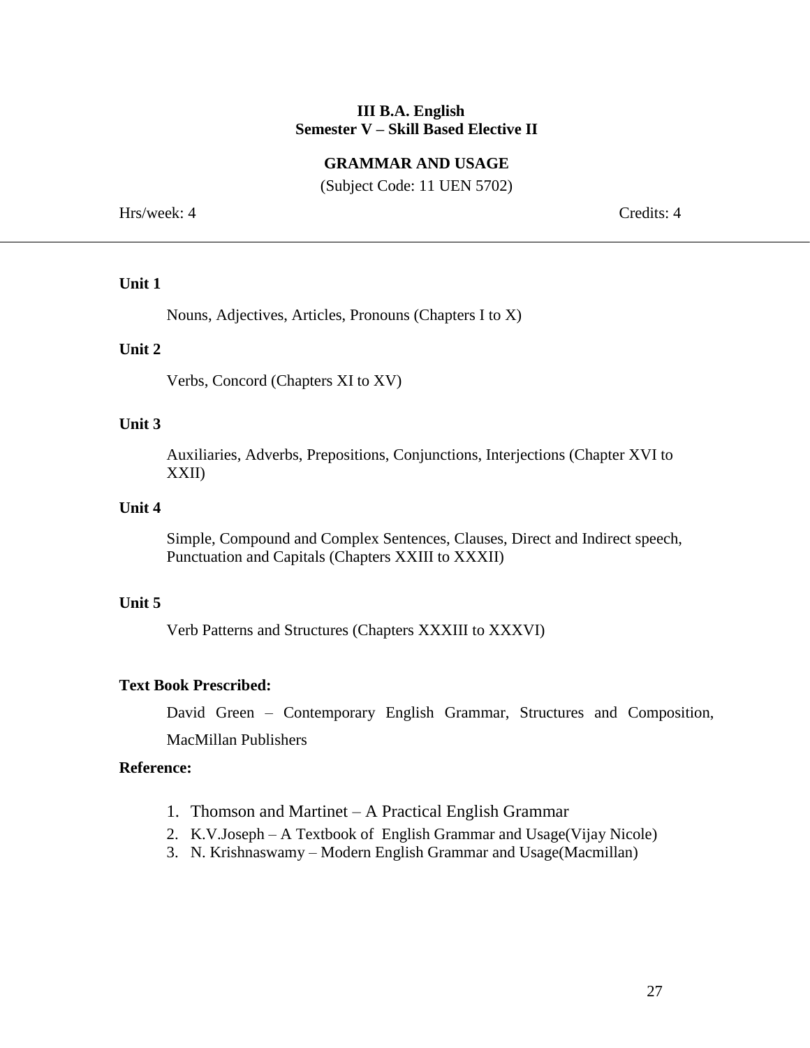**III B.A. English**
**Semester V – Skill Based Elective II**

## GRAMMAR AND USAGE

(Subject Code: 11 UEN 5702)

Hrs/week: 4 Credits: 4

---

**Unit 1**

Nouns, Adjectives, Articles, Pronouns (Chapters I to X)

**Unit 2**

Verbs, Concord (Chapters XI to XV)

**Unit 3**

Auxiliaries, Adverbs, Prepositions, Conjunctions, Interjections (Chapter XVI to XXII)

**Unit 4**

Simple, Compound and Complex Sentences, Clauses, Direct and Indirect speech, Punctuation and Capitals (Chapters XXIII to XXXII)

**Unit 5**

Verb Patterns and Structures (Chapters XXXIII to XXXVI)

**Text Book Prescribed:**

David Green – Contemporary English Grammar, Structures and Composition, MacMillan Publishers

**Reference:**

1. Thomson and Martinet – A Practical English Grammar
2. K.V.Joseph – A Textbook of English Grammar and Usage(Vijay Nicole)
3. N. Krishnaswamy – Modern English Grammar and Usage(Macmillan)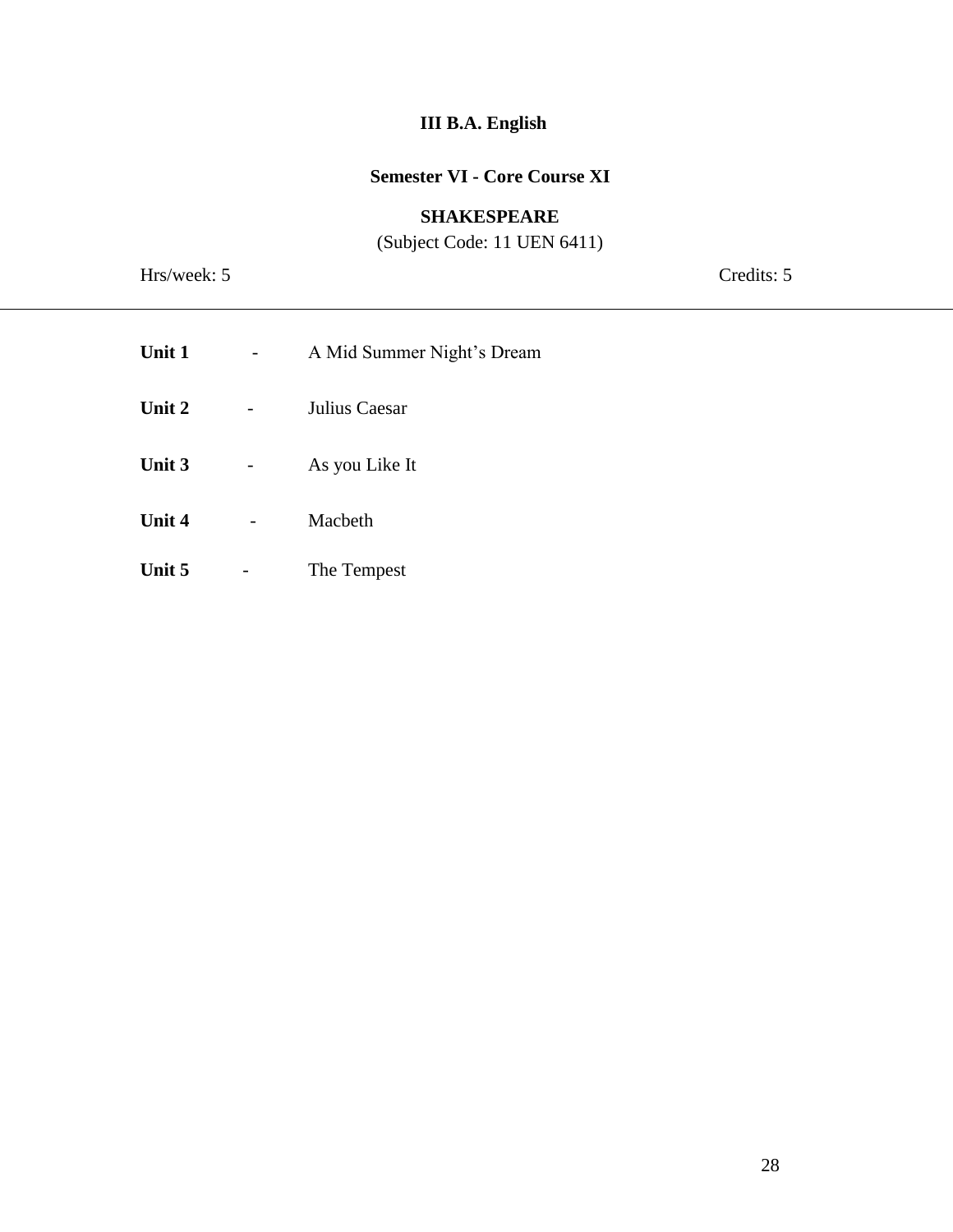**III B.A. English**

**Semester VI - Core Course XI**

**SHAKESPEARE**

(Subject Code: 11 UEN 6411)

Hrs/week: 5 Credits: 5

---

**Unit 1** - A Mid Summer Night's Dream

**Unit 2** - Julius Caesar

**Unit 3** - As you Like It

**Unit 4** - Macbeth

**Unit 5** - The Tempest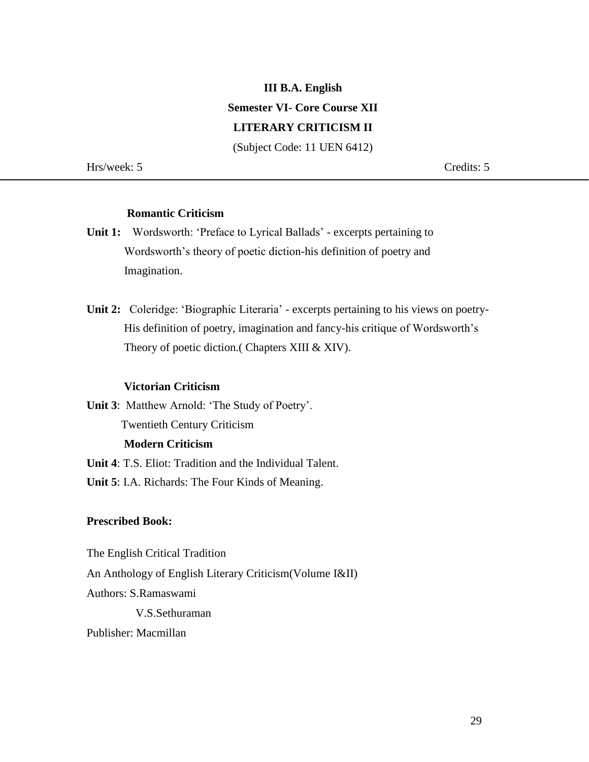**III B.A. English**

**Semester VI- Core Course XII**

**LITERARY CRITICISM II**

(Subject Code: 11 UEN 6412)

Hrs/week: 5 Credits: 5

---

**Romantic Criticism**

**Unit 1:** Wordsworth: 'Preface to Lyrical Ballads' - excerpts pertaining to Wordsworth's theory of poetic diction-his definition of poetry and Imagination.

**Unit 2:** Coleridge: 'Biographic Literaria' - excerpts pertaining to his views on poetry-His definition of poetry, imagination and fancy-his critique of Wordsworth's Theory of poetic diction.( Chapters XIII & XIV).

**Victorian Criticism**

**Unit 3**: Matthew Arnold: 'The Study of Poetry'.

Twentieth Century Criticism

**Modern Criticism**

**Unit 4**: T.S. Eliot: Tradition and the Individual Talent.

**Unit 5**: I.A. Richards: The Four Kinds of Meaning.

**Prescribed Book:**

The English Critical Tradition

An Anthology of English Literary Criticism(Volume I&II)

Authors: S.Ramaswami

V.S.Sethuraman

Publisher: Macmillan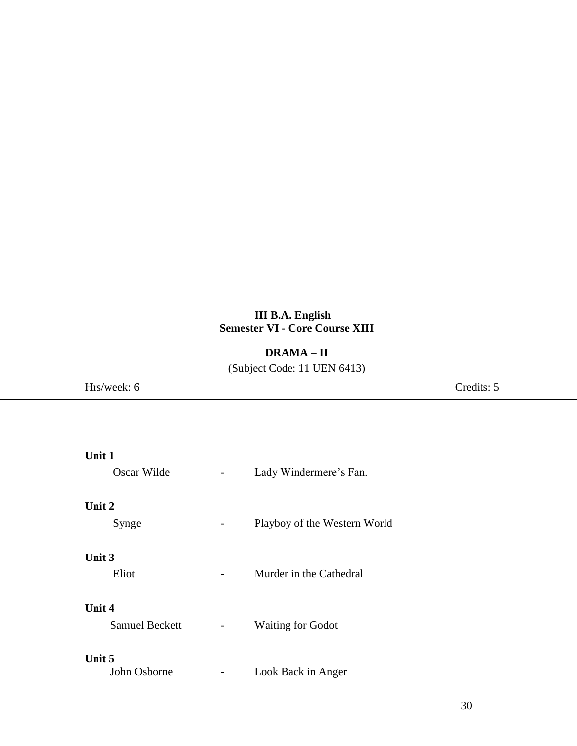**III B.A. English**
**Semester VI - Core Course XIII**

**DRAMA – II**

(Subject Code: 11 UEN 6413)

Hrs/week: 6 Credits: 5

---

**Unit 1**

Oscar Wilde - Lady Windermere's Fan.

**Unit 2**

Synge - Playboy of the Western World

**Unit 3**

Eliot - Murder in the Cathedral

**Unit 4**

Samuel Beckett - Waiting for Godot

**Unit 5**

John Osborne - Look Back in Anger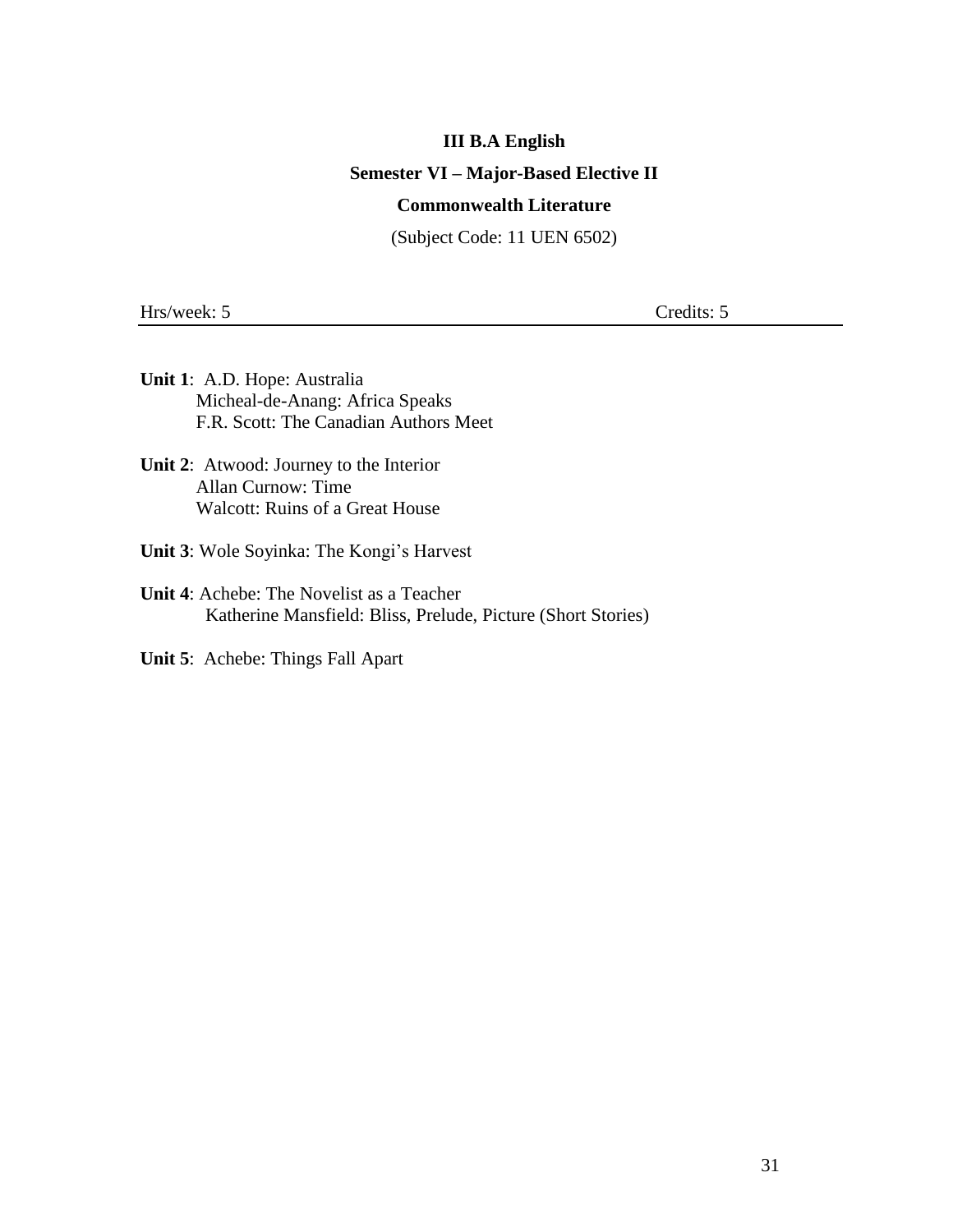## III B.A English

## Semester VI – Major-Based Elective II

## Commonwealth Literature

(Subject Code: 11 UEN 6502)

Hrs/week: 5 Credits: 5

**Unit 1**: A.D. Hope: Australia
Micheal-de-Anang: Africa Speaks
F.R. Scott: The Canadian Authors Meet

**Unit 2**: Atwood: Journey to the Interior
Allan Curnow: Time
Walcott: Ruins of a Great House

**Unit 3**: Wole Soyinka: The Kongi's Harvest

**Unit 4**: Achebe: The Novelist as a Teacher
Katherine Mansfield: Bliss, Prelude, Picture (Short Stories)

**Unit 5**: Achebe: Things Fall Apart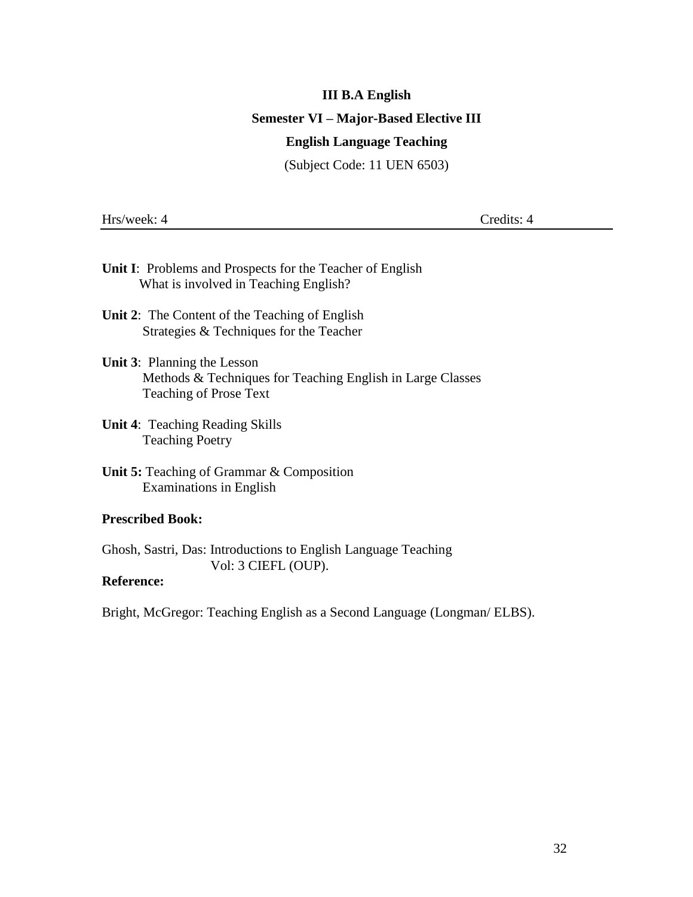**III B.A English**

**Semester VI – Major-Based Elective III**

**English Language Teaching**

(Subject Code: 11 UEN 6503)

Hrs/week: 4 Credits: 4

---

**Unit I**: Problems and Prospects for the Teacher of English
What is involved in Teaching English?

**Unit 2**: The Content of the Teaching of English
Strategies & Techniques for the Teacher

**Unit 3**: Planning the Lesson
Methods & Techniques for Teaching English in Large Classes
Teaching of Prose Text

**Unit 4**: Teaching Reading Skills
Teaching Poetry

**Unit 5:** Teaching of Grammar & Composition
Examinations in English

**Prescribed Book:**

Ghosh, Sastri, Das: Introductions to English Language Teaching
Vol: 3 CIEFL (OUP).

**Reference:**

Bright, McGregor: Teaching English as a Second Language (Longman/ ELBS).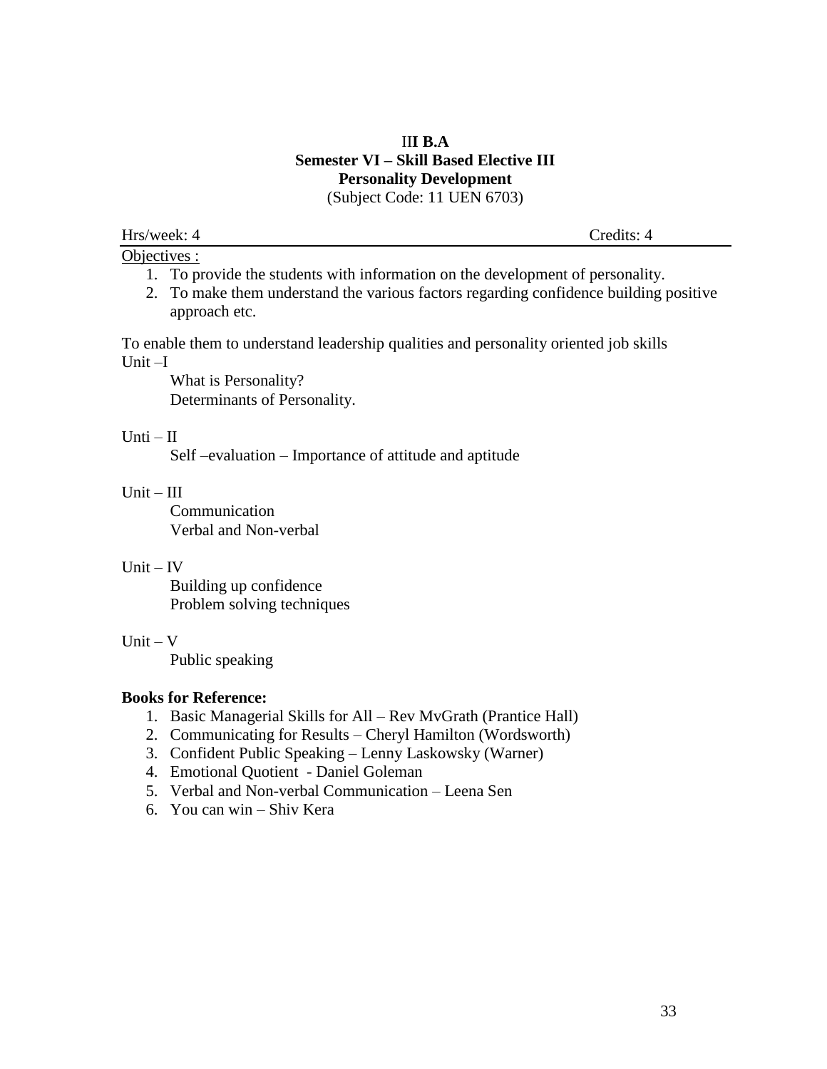**III B.A**

**Semester VI – Skill Based Elective III**

**Personality Development**

(Subject Code: 11 UEN 6703)

Hrs/week: 4 Credits: 4

Objectives :

1. To provide the students with information on the development of personality.
2. To make them understand the various factors regarding confidence building positive approach etc.

To enable them to understand leadership qualities and personality oriented job skills

Unit –I

What is Personality?
Determinants of Personality.

Unti – II

Self –evaluation – Importance of attitude and aptitude

Unit – III

Communication
Verbal and Non-verbal

Unit – IV

Building up confidence
Problem solving techniques

Unit – V

Public speaking

**Books for Reference:**

1. Basic Managerial Skills for All – Rev MvGrath (Prantice Hall)
2. Communicating for Results – Cheryl Hamilton (Wordsworth)
3. Confident Public Speaking – Lenny Laskowsky (Warner)
4. Emotional Quotient - Daniel Goleman
5. Verbal and Non-verbal Communication – Leena Sen
6. You can win – Shiv Kera